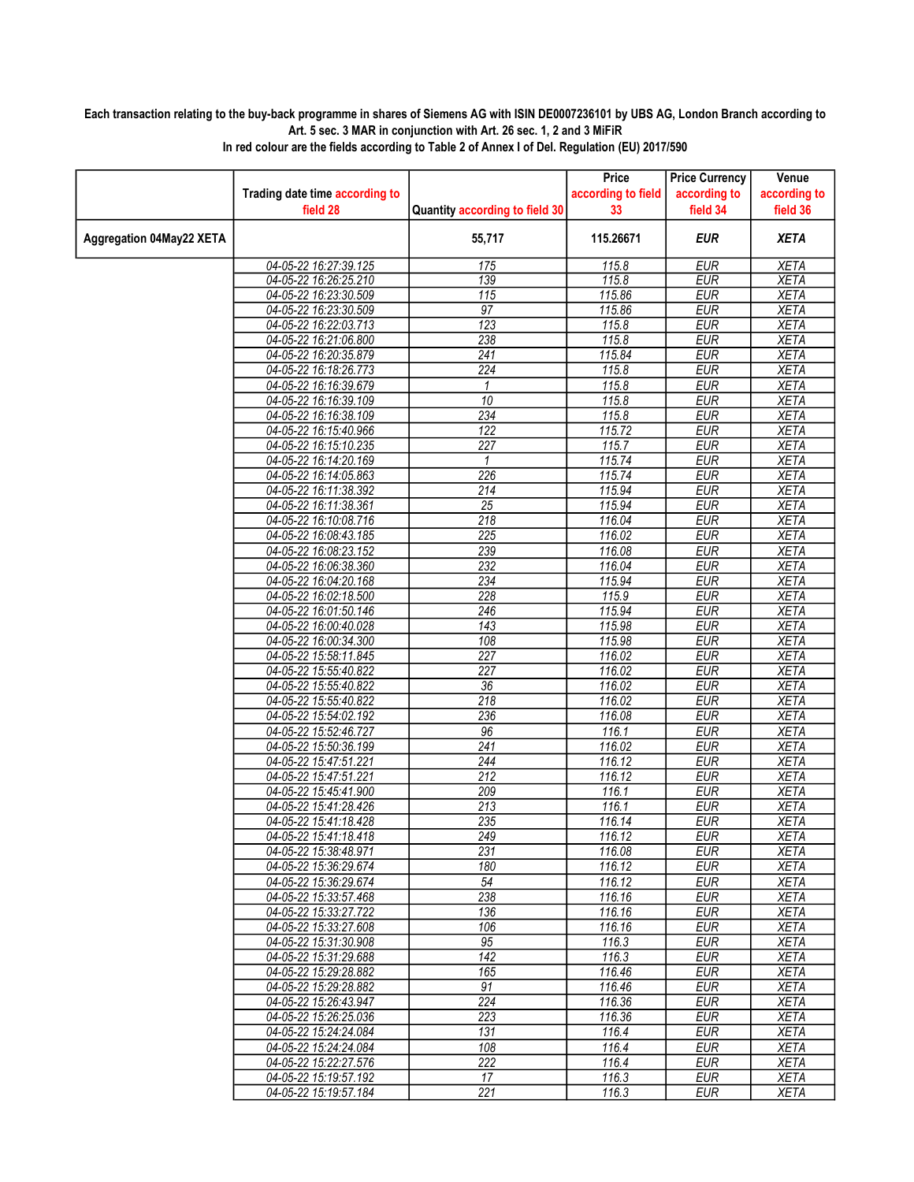**Each transaction relating to the buy-back programme in shares of Siemens AG with ISIN DE0007236101 by UBS AG, London Branch according to Art. 5 sec. 3 MAR in conjunction with Art. 26 sec. 1, 2 and 3 MiFiR**

**In red colour are the fields according to Table 2 of Annex I of Del. Regulation (EU) 2017/590**

| | Trading date time according to field 28 | Quantity according to field 30 | Price according to field 33 | Price Currency according to field 34 | Venue according to field 36 |
|---|---|---|---|---|---|
| **Aggregation 04May22 XETA** | | **55,717** | **115.26671** | ***EUR*** | ***XETA*** |
| | 04-05-22 16:27:39.125 | 175 | 115.8 | EUR | XETA |
| | 04-05-22 16:26:25.210 | 139 | 115.8 | EUR | XETA |
| | 04-05-22 16:23:30.509 | 115 | 115.86 | EUR | XETA |
| | 04-05-22 16:23:30.509 | 97 | 115.86 | EUR | XETA |
| | 04-05-22 16:22:03.713 | 123 | 115.8 | EUR | XETA |
| | 04-05-22 16:21:06.800 | 238 | 115.8 | EUR | XETA |
| | 04-05-22 16:20:35.879 | 241 | 115.84 | EUR | XETA |
| | 04-05-22 16:18:26.773 | 224 | 115.8 | EUR | XETA |
| | 04-05-22 16:16:39.679 | 1 | 115.8 | EUR | XETA |
| | 04-05-22 16:16:39.109 | 10 | 115.8 | EUR | XETA |
| | 04-05-22 16:16:38.109 | 234 | 115.8 | EUR | XETA |
| | 04-05-22 16:15:40.966 | 122 | 115.72 | EUR | XETA |
| | 04-05-22 16:15:10.235 | 227 | 115.7 | EUR | XETA |
| | 04-05-22 16:14:20.169 | 1 | 115.74 | EUR | XETA |
| | 04-05-22 16:14:05.863 | 226 | 115.74 | EUR | XETA |
| | 04-05-22 16:11:38.392 | 214 | 115.94 | EUR | XETA |
| | 04-05-22 16:11:38.361 | 25 | 115.94 | EUR | XETA |
| | 04-05-22 16:10:08.716 | 218 | 116.04 | EUR | XETA |
| | 04-05-22 16:08:43.185 | 225 | 116.02 | EUR | XETA |
| | 04-05-22 16:08:23.152 | 239 | 116.08 | EUR | XETA |
| | 04-05-22 16:06:38.360 | 232 | 116.04 | EUR | XETA |
| | 04-05-22 16:04:20.168 | 234 | 115.94 | EUR | XETA |
| | 04-05-22 16:02:18.500 | 228 | 115.9 | EUR | XETA |
| | 04-05-22 16:01:50.146 | 246 | 115.94 | EUR | XETA |
| | 04-05-22 16:00:40.028 | 143 | 115.98 | EUR | XETA |
| | 04-05-22 16:00:34.300 | 108 | 115.98 | EUR | XETA |
| | 04-05-22 15:58:11.845 | 227 | 116.02 | EUR | XETA |
| | 04-05-22 15:55:40.822 | 227 | 116.02 | EUR | XETA |
| | 04-05-22 15:55:40.822 | 36 | 116.02 | EUR | XETA |
| | 04-05-22 15:55:40.822 | 218 | 116.02 | EUR | XETA |
| | 04-05-22 15:54:02.192 | 236 | 116.08 | EUR | XETA |
| | 04-05-22 15:52:46.727 | 96 | 116.1 | EUR | XETA |
| | 04-05-22 15:50:36.199 | 241 | 116.02 | EUR | XETA |
| | 04-05-22 15:47:51.221 | 244 | 116.12 | EUR | XETA |
| | 04-05-22 15:47:51.221 | 212 | 116.12 | EUR | XETA |
| | 04-05-22 15:45:41.900 | 209 | 116.1 | EUR | XETA |
| | 04-05-22 15:41:28.426 | 213 | 116.1 | EUR | XETA |
| | 04-05-22 15:41:18.428 | 235 | 116.14 | EUR | XETA |
| | 04-05-22 15:41:18.418 | 249 | 116.12 | EUR | XETA |
| | 04-05-22 15:38:48.971 | 231 | 116.08 | EUR | XETA |
| | 04-05-22 15:36:29.674 | 180 | 116.12 | EUR | XETA |
| | 04-05-22 15:36:29.674 | 54 | 116.12 | EUR | XETA |
| | 04-05-22 15:33:57.468 | 238 | 116.16 | EUR | XETA |
| | 04-05-22 15:33:27.722 | 136 | 116.16 | EUR | XETA |
| | 04-05-22 15:33:27.608 | 106 | 116.16 | EUR | XETA |
| | 04-05-22 15:31:30.908 | 95 | 116.3 | EUR | XETA |
| | 04-05-22 15:31:29.688 | 142 | 116.3 | EUR | XETA |
| | 04-05-22 15:29:28.882 | 165 | 116.46 | EUR | XETA |
| | 04-05-22 15:29:28.882 | 91 | 116.46 | EUR | XETA |
| | 04-05-22 15:26:43.947 | 224 | 116.36 | EUR | XETA |
| | 04-05-22 15:26:25.036 | 223 | 116.36 | EUR | XETA |
| | 04-05-22 15:24:24.084 | 131 | 116.4 | EUR | XETA |
| | 04-05-22 15:24:24.084 | 108 | 116.4 | EUR | XETA |
| | 04-05-22 15:22:27.576 | 222 | 116.4 | EUR | XETA |
| | 04-05-22 15:19:57.192 | 17 | 116.3 | EUR | XETA |
| | 04-05-22 15:19:57.184 | 221 | 116.3 | EUR | XETA |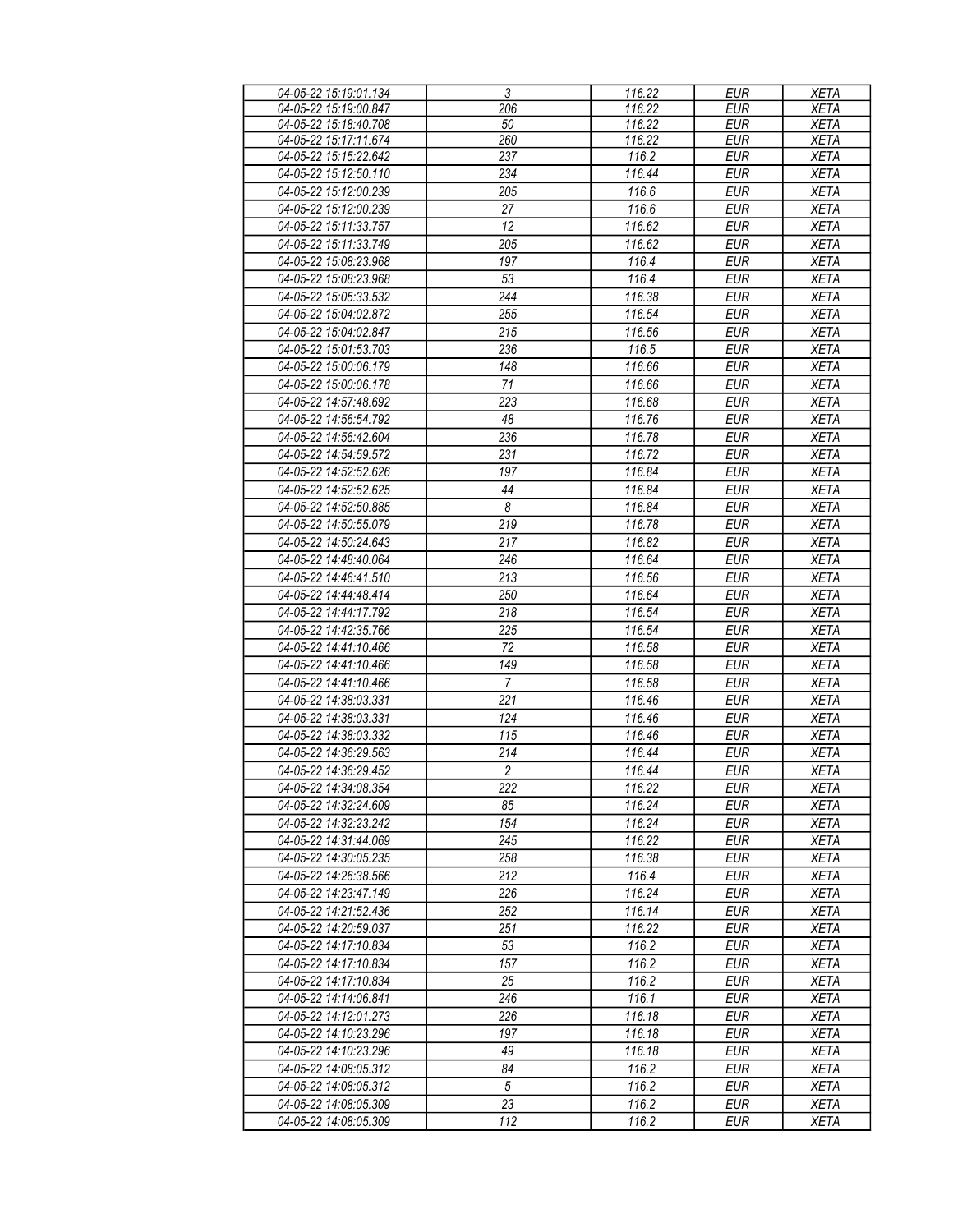| 04-05-22 15:19:01.134 | 3 | 116.22 | EUR | XETA |
|---|---|---|---|---|
| 04-05-22 15:19:00.847 | 206 | 116.22 | EUR | XETA |
| 04-05-22 15:18:40.708 | 50 | 116.22 | EUR | XETA |
| 04-05-22 15:17:11.674 | 260 | 116.22 | EUR | XETA |
| 04-05-22 15:15:22.642 | 237 | 116.2 | EUR | XETA |
| 04-05-22 15:12:50.110 | 234 | 116.44 | EUR | XETA |
| 04-05-22 15:12:00.239 | 205 | 116.6 | EUR | XETA |
| 04-05-22 15:12:00.239 | 27 | 116.6 | EUR | XETA |
| 04-05-22 15:11:33.757 | 12 | 116.62 | EUR | XETA |
| 04-05-22 15:11:33.749 | 205 | 116.62 | EUR | XETA |
| 04-05-22 15:08:23.968 | 197 | 116.4 | EUR | XETA |
| 04-05-22 15:08:23.968 | 53 | 116.4 | EUR | XETA |
| 04-05-22 15:05:33.532 | 244 | 116.38 | EUR | XETA |
| 04-05-22 15:04:02.872 | 255 | 116.54 | EUR | XETA |
| 04-05-22 15:04:02.847 | 215 | 116.56 | EUR | XETA |
| 04-05-22 15:01:53.703 | 236 | 116.5 | EUR | XETA |
| 04-05-22 15:00:06.179 | 148 | 116.66 | EUR | XETA |
| 04-05-22 15:00:06.178 | 71 | 116.66 | EUR | XETA |
| 04-05-22 14:57:48.692 | 223 | 116.68 | EUR | XETA |
| 04-05-22 14:56:54.792 | 48 | 116.76 | EUR | XETA |
| 04-05-22 14:56:42.604 | 236 | 116.78 | EUR | XETA |
| 04-05-22 14:54:59.572 | 231 | 116.72 | EUR | XETA |
| 04-05-22 14:52:52.626 | 197 | 116.84 | EUR | XETA |
| 04-05-22 14:52:52.625 | 44 | 116.84 | EUR | XETA |
| 04-05-22 14:52:50.885 | 8 | 116.84 | EUR | XETA |
| 04-05-22 14:50:55.079 | 219 | 116.78 | EUR | XETA |
| 04-05-22 14:50:24.643 | 217 | 116.82 | EUR | XETA |
| 04-05-22 14:48:40.064 | 246 | 116.64 | EUR | XETA |
| 04-05-22 14:46:41.510 | 213 | 116.56 | EUR | XETA |
| 04-05-22 14:44:48.414 | 250 | 116.64 | EUR | XETA |
| 04-05-22 14:44:17.792 | 218 | 116.54 | EUR | XETA |
| 04-05-22 14:42:35.766 | 225 | 116.54 | EUR | XETA |
| 04-05-22 14:41:10.466 | 72 | 116.58 | EUR | XETA |
| 04-05-22 14:41:10.466 | 149 | 116.58 | EUR | XETA |
| 04-05-22 14:41:10.466 | 7 | 116.58 | EUR | XETA |
| 04-05-22 14:38:03.331 | 221 | 116.46 | EUR | XETA |
| 04-05-22 14:38:03.331 | 124 | 116.46 | EUR | XETA |
| 04-05-22 14:38:03.332 | 115 | 116.46 | EUR | XETA |
| 04-05-22 14:36:29.563 | 214 | 116.44 | EUR | XETA |
| 04-05-22 14:36:29.452 | 2 | 116.44 | EUR | XETA |
| 04-05-22 14:34:08.354 | 222 | 116.22 | EUR | XETA |
| 04-05-22 14:32:24.609 | 85 | 116.24 | EUR | XETA |
| 04-05-22 14:32:23.242 | 154 | 116.24 | EUR | XETA |
| 04-05-22 14:31:44.069 | 245 | 116.22 | EUR | XETA |
| 04-05-22 14:30:05.235 | 258 | 116.38 | EUR | XETA |
| 04-05-22 14:26:38.566 | 212 | 116.4 | EUR | XETA |
| 04-05-22 14:23:47.149 | 226 | 116.24 | EUR | XETA |
| 04-05-22 14:21:52.436 | 252 | 116.14 | EUR | XETA |
| 04-05-22 14:20:59.037 | 251 | 116.22 | EUR | XETA |
| 04-05-22 14:17:10.834 | 53 | 116.2 | EUR | XETA |
| 04-05-22 14:17:10.834 | 157 | 116.2 | EUR | XETA |
| 04-05-22 14:17:10.834 | 25 | 116.2 | EUR | XETA |
| 04-05-22 14:14:06.841 | 246 | 116.1 | EUR | XETA |
| 04-05-22 14:12:01.273 | 226 | 116.18 | EUR | XETA |
| 04-05-22 14:10:23.296 | 197 | 116.18 | EUR | XETA |
| 04-05-22 14:10:23.296 | 49 | 116.18 | EUR | XETA |
| 04-05-22 14:08:05.312 | 84 | 116.2 | EUR | XETA |
| 04-05-22 14:08:05.312 | 5 | 116.2 | EUR | XETA |
| 04-05-22 14:08:05.309 | 23 | 116.2 | EUR | XETA |
| 04-05-22 14:08:05.309 | 112 | 116.2 | EUR | XETA |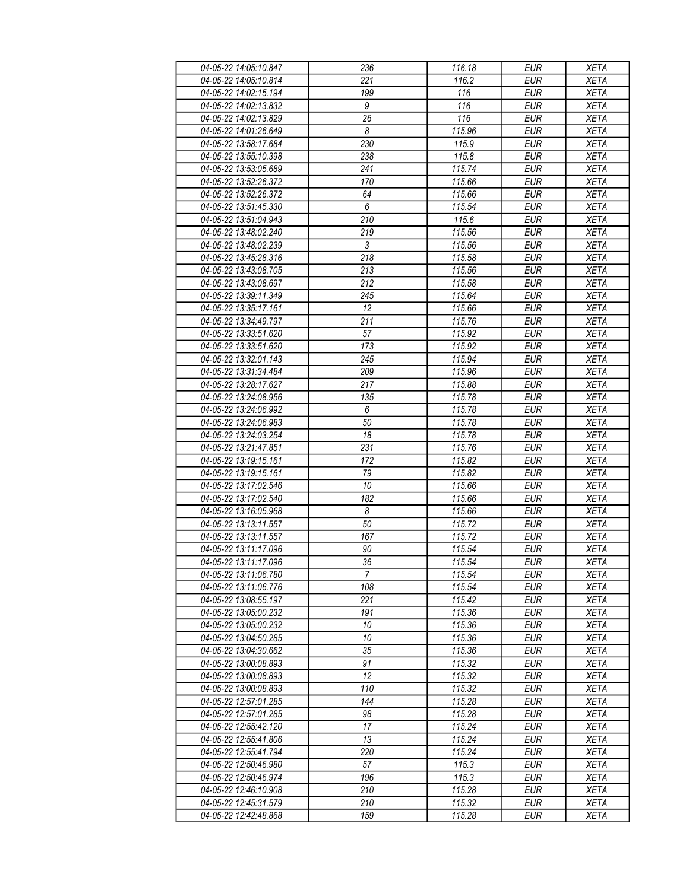| 04-05-22 14:05:10.847 | 236 | 116.18 | EUR | XETA |
|---|---|---|---|---|
| 04-05-22 14:05:10.814 | 221 | 116.2 | EUR | XETA |
| 04-05-22 14:02:15.194 | 199 | 116 | EUR | XETA |
| 04-05-22 14:02:13.832 | 9 | 116 | EUR | XETA |
| 04-05-22 14:02:13.829 | 26 | 116 | EUR | XETA |
| 04-05-22 14:01:26.649 | 8 | 115.96 | EUR | XETA |
| 04-05-22 13:58:17.684 | 230 | 115.9 | EUR | XETA |
| 04-05-22 13:55:10.398 | 238 | 115.8 | EUR | XETA |
| 04-05-22 13:53:05.689 | 241 | 115.74 | EUR | XETA |
| 04-05-22 13:52:26.372 | 170 | 115.66 | EUR | XETA |
| 04-05-22 13:52:26.372 | 64 | 115.66 | EUR | XETA |
| 04-05-22 13:51:45.330 | 6 | 115.54 | EUR | XETA |
| 04-05-22 13:51:04.943 | 210 | 115.6 | EUR | XETA |
| 04-05-22 13:48:02.240 | 219 | 115.56 | EUR | XETA |
| 04-05-22 13:48:02.239 | 3 | 115.56 | EUR | XETA |
| 04-05-22 13:45:28.316 | 218 | 115.58 | EUR | XETA |
| 04-05-22 13:43:08.705 | 213 | 115.56 | EUR | XETA |
| 04-05-22 13:43:08.697 | 212 | 115.58 | EUR | XETA |
| 04-05-22 13:39:11.349 | 245 | 115.64 | EUR | XETA |
| 04-05-22 13:35:17.161 | 12 | 115.66 | EUR | XETA |
| 04-05-22 13:34:49.797 | 211 | 115.76 | EUR | XETA |
| 04-05-22 13:33:51.620 | 57 | 115.92 | EUR | XETA |
| 04-05-22 13:33:51.620 | 173 | 115.92 | EUR | XETA |
| 04-05-22 13:32:01.143 | 245 | 115.94 | EUR | XETA |
| 04-05-22 13:31:34.484 | 209 | 115.96 | EUR | XETA |
| 04-05-22 13:28:17.627 | 217 | 115.88 | EUR | XETA |
| 04-05-22 13:24:08.956 | 135 | 115.78 | EUR | XETA |
| 04-05-22 13:24:06.992 | 6 | 115.78 | EUR | XETA |
| 04-05-22 13:24:06.983 | 50 | 115.78 | EUR | XETA |
| 04-05-22 13:24:03.254 | 18 | 115.78 | EUR | XETA |
| 04-05-22 13:21:47.851 | 231 | 115.76 | EUR | XETA |
| 04-05-22 13:19:15.161 | 172 | 115.82 | EUR | XETA |
| 04-05-22 13:19:15.161 | 79 | 115.82 | EUR | XETA |
| 04-05-22 13:17:02.546 | 10 | 115.66 | EUR | XETA |
| 04-05-22 13:17:02.540 | 182 | 115.66 | EUR | XETA |
| 04-05-22 13:16:05.968 | 8 | 115.66 | EUR | XETA |
| 04-05-22 13:13:11.557 | 50 | 115.72 | EUR | XETA |
| 04-05-22 13:13:11.557 | 167 | 115.72 | EUR | XETA |
| 04-05-22 13:11:17.096 | 90 | 115.54 | EUR | XETA |
| 04-05-22 13:11:17.096 | 36 | 115.54 | EUR | XETA |
| 04-05-22 13:11:06.780 | 7 | 115.54 | EUR | XETA |
| 04-05-22 13:11:06.776 | 108 | 115.54 | EUR | XETA |
| 04-05-22 13:08:55.197 | 221 | 115.42 | EUR | XETA |
| 04-05-22 13:05:00.232 | 191 | 115.36 | EUR | XETA |
| 04-05-22 13:05:00.232 | 10 | 115.36 | EUR | XETA |
| 04-05-22 13:04:50.285 | 10 | 115.36 | EUR | XETA |
| 04-05-22 13:04:30.662 | 35 | 115.36 | EUR | XETA |
| 04-05-22 13:00:08.893 | 91 | 115.32 | EUR | XETA |
| 04-05-22 13:00:08.893 | 12 | 115.32 | EUR | XETA |
| 04-05-22 13:00:08.893 | 110 | 115.32 | EUR | XETA |
| 04-05-22 12:57:01.285 | 144 | 115.28 | EUR | XETA |
| 04-05-22 12:57:01.285 | 98 | 115.28 | EUR | XETA |
| 04-05-22 12:55:42.120 | 17 | 115.24 | EUR | XETA |
| 04-05-22 12:55:41.806 | 13 | 115.24 | EUR | XETA |
| 04-05-22 12:55:41.794 | 220 | 115.24 | EUR | XETA |
| 04-05-22 12:50:46.980 | 57 | 115.3 | EUR | XETA |
| 04-05-22 12:50:46.974 | 196 | 115.3 | EUR | XETA |
| 04-05-22 12:46:10.908 | 210 | 115.28 | EUR | XETA |
| 04-05-22 12:45:31.579 | 210 | 115.32 | EUR | XETA |
| 04-05-22 12:42:48.868 | 159 | 115.28 | EUR | XETA |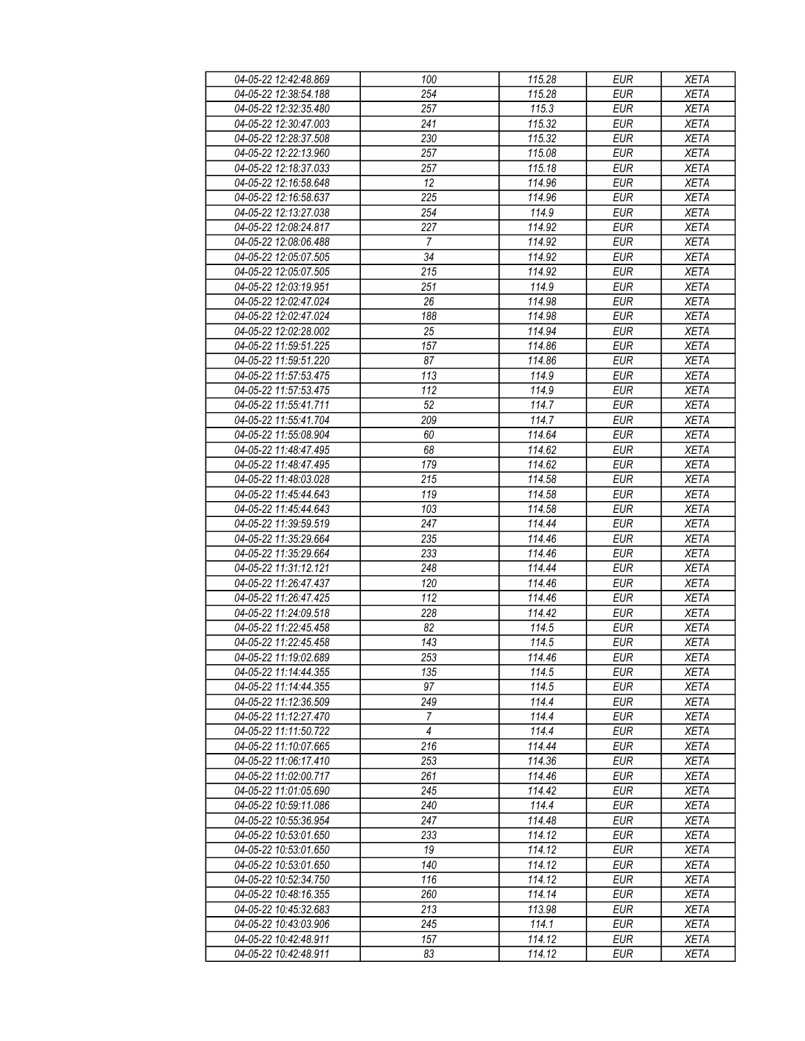| 04-05-22 12:42:48.869 | 100 | 115.28 | EUR | XETA |
|---|---|---|---|---|
| 04-05-22 12:38:54.188 | 254 | 115.28 | EUR | XETA |
| 04-05-22 12:32:35.480 | 257 | 115.3 | EUR | XETA |
| 04-05-22 12:30:47.003 | 241 | 115.32 | EUR | XETA |
| 04-05-22 12:28:37.508 | 230 | 115.32 | EUR | XETA |
| 04-05-22 12:22:13.960 | 257 | 115.08 | EUR | XETA |
| 04-05-22 12:18:37.033 | 257 | 115.18 | EUR | XETA |
| 04-05-22 12:16:58.648 | 12 | 114.96 | EUR | XETA |
| 04-05-22 12:16:58.637 | 225 | 114.96 | EUR | XETA |
| 04-05-22 12:13:27.038 | 254 | 114.9 | EUR | XETA |
| 04-05-22 12:08:24.817 | 227 | 114.92 | EUR | XETA |
| 04-05-22 12:08:06.488 | 7 | 114.92 | EUR | XETA |
| 04-05-22 12:05:07.505 | 34 | 114.92 | EUR | XETA |
| 04-05-22 12:05:07.505 | 215 | 114.92 | EUR | XETA |
| 04-05-22 12:03:19.951 | 251 | 114.9 | EUR | XETA |
| 04-05-22 12:02:47.024 | 26 | 114.98 | EUR | XETA |
| 04-05-22 12:02:47.024 | 188 | 114.98 | EUR | XETA |
| 04-05-22 12:02:28.002 | 25 | 114.94 | EUR | XETA |
| 04-05-22 11:59:51.225 | 157 | 114.86 | EUR | XETA |
| 04-05-22 11:59:51.220 | 87 | 114.86 | EUR | XETA |
| 04-05-22 11:57:53.475 | 113 | 114.9 | EUR | XETA |
| 04-05-22 11:57:53.475 | 112 | 114.9 | EUR | XETA |
| 04-05-22 11:55:41.711 | 52 | 114.7 | EUR | XETA |
| 04-05-22 11:55:41.704 | 209 | 114.7 | EUR | XETA |
| 04-05-22 11:55:08.904 | 60 | 114.64 | EUR | XETA |
| 04-05-22 11:48:47.495 | 68 | 114.62 | EUR | XETA |
| 04-05-22 11:48:47.495 | 179 | 114.62 | EUR | XETA |
| 04-05-22 11:48:03.028 | 215 | 114.58 | EUR | XETA |
| 04-05-22 11:45:44.643 | 119 | 114.58 | EUR | XETA |
| 04-05-22 11:45:44.643 | 103 | 114.58 | EUR | XETA |
| 04-05-22 11:39:59.519 | 247 | 114.44 | EUR | XETA |
| 04-05-22 11:35:29.664 | 235 | 114.46 | EUR | XETA |
| 04-05-22 11:35:29.664 | 233 | 114.46 | EUR | XETA |
| 04-05-22 11:31:12.121 | 248 | 114.44 | EUR | XETA |
| 04-05-22 11:26:47.437 | 120 | 114.46 | EUR | XETA |
| 04-05-22 11:26:47.425 | 112 | 114.46 | EUR | XETA |
| 04-05-22 11:24:09.518 | 228 | 114.42 | EUR | XETA |
| 04-05-22 11:22:45.458 | 82 | 114.5 | EUR | XETA |
| 04-05-22 11:22:45.458 | 143 | 114.5 | EUR | XETA |
| 04-05-22 11:19:02.689 | 253 | 114.46 | EUR | XETA |
| 04-05-22 11:14:44.355 | 135 | 114.5 | EUR | XETA |
| 04-05-22 11:14:44.355 | 97 | 114.5 | EUR | XETA |
| 04-05-22 11:12:36.509 | 249 | 114.4 | EUR | XETA |
| 04-05-22 11:12:27.470 | 7 | 114.4 | EUR | XETA |
| 04-05-22 11:11:50.722 | 4 | 114.4 | EUR | XETA |
| 04-05-22 11:10:07.665 | 216 | 114.44 | EUR | XETA |
| 04-05-22 11:06:17.410 | 253 | 114.36 | EUR | XETA |
| 04-05-22 11:02:00.717 | 261 | 114.46 | EUR | XETA |
| 04-05-22 11:01:05.690 | 245 | 114.42 | EUR | XETA |
| 04-05-22 10:59:11.086 | 240 | 114.4 | EUR | XETA |
| 04-05-22 10:55:36.954 | 247 | 114.48 | EUR | XETA |
| 04-05-22 10:53:01.650 | 233 | 114.12 | EUR | XETA |
| 04-05-22 10:53:01.650 | 19 | 114.12 | EUR | XETA |
| 04-05-22 10:53:01.650 | 140 | 114.12 | EUR | XETA |
| 04-05-22 10:52:34.750 | 116 | 114.12 | EUR | XETA |
| 04-05-22 10:48:16.355 | 260 | 114.14 | EUR | XETA |
| 04-05-22 10:45:32.683 | 213 | 113.98 | EUR | XETA |
| 04-05-22 10:43:03.906 | 245 | 114.1 | EUR | XETA |
| 04-05-22 10:42:48.911 | 157 | 114.12 | EUR | XETA |
| 04-05-22 10:42:48.911 | 83 | 114.12 | EUR | XETA |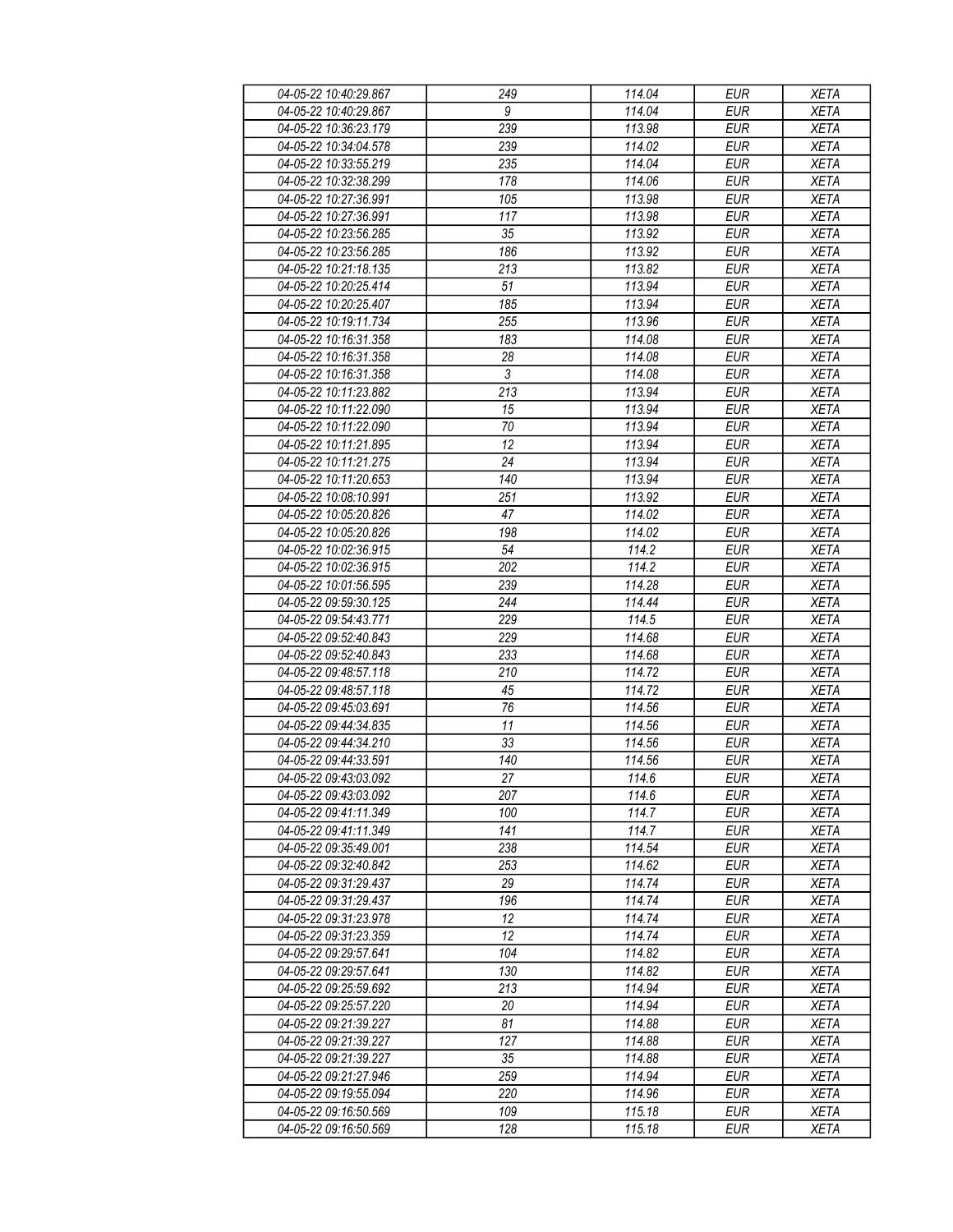| 04-05-22 10:40:29.867 | 249 | 114.04 | EUR | XETA |
|---|---|---|---|---|
| 04-05-22 10:40:29.867 | 9 | 114.04 | EUR | XETA |
| 04-05-22 10:36:23.179 | 239 | 113.98 | EUR | XETA |
| 04-05-22 10:34:04.578 | 239 | 114.02 | EUR | XETA |
| 04-05-22 10:33:55.219 | 235 | 114.04 | EUR | XETA |
| 04-05-22 10:32:38.299 | 178 | 114.06 | EUR | XETA |
| 04-05-22 10:27:36.991 | 105 | 113.98 | EUR | XETA |
| 04-05-22 10:27:36.991 | 117 | 113.98 | EUR | XETA |
| 04-05-22 10:23:56.285 | 35 | 113.92 | EUR | XETA |
| 04-05-22 10:23:56.285 | 186 | 113.92 | EUR | XETA |
| 04-05-22 10:21:18.135 | 213 | 113.82 | EUR | XETA |
| 04-05-22 10:20:25.414 | 51 | 113.94 | EUR | XETA |
| 04-05-22 10:20:25.407 | 185 | 113.94 | EUR | XETA |
| 04-05-22 10:19:11.734 | 255 | 113.96 | EUR | XETA |
| 04-05-22 10:16:31.358 | 183 | 114.08 | EUR | XETA |
| 04-05-22 10:16:31.358 | 28 | 114.08 | EUR | XETA |
| 04-05-22 10:16:31.358 | 3 | 114.08 | EUR | XETA |
| 04-05-22 10:11:23.882 | 213 | 113.94 | EUR | XETA |
| 04-05-22 10:11:22.090 | 15 | 113.94 | EUR | XETA |
| 04-05-22 10:11:22.090 | 70 | 113.94 | EUR | XETA |
| 04-05-22 10:11:21.895 | 12 | 113.94 | EUR | XETA |
| 04-05-22 10:11:21.275 | 24 | 113.94 | EUR | XETA |
| 04-05-22 10:11:20.653 | 140 | 113.94 | EUR | XETA |
| 04-05-22 10:08:10.991 | 251 | 113.92 | EUR | XETA |
| 04-05-22 10:05:20.826 | 47 | 114.02 | EUR | XETA |
| 04-05-22 10:05:20.826 | 198 | 114.02 | EUR | XETA |
| 04-05-22 10:02:36.915 | 54 | 114.2 | EUR | XETA |
| 04-05-22 10:02:36.915 | 202 | 114.2 | EUR | XETA |
| 04-05-22 10:01:56.595 | 239 | 114.28 | EUR | XETA |
| 04-05-22 09:59:30.125 | 244 | 114.44 | EUR | XETA |
| 04-05-22 09:54:43.771 | 229 | 114.5 | EUR | XETA |
| 04-05-22 09:52:40.843 | 229 | 114.68 | EUR | XETA |
| 04-05-22 09:52:40.843 | 233 | 114.68 | EUR | XETA |
| 04-05-22 09:48:57.118 | 210 | 114.72 | EUR | XETA |
| 04-05-22 09:48:57.118 | 45 | 114.72 | EUR | XETA |
| 04-05-22 09:45:03.691 | 76 | 114.56 | EUR | XETA |
| 04-05-22 09:44:34.835 | 11 | 114.56 | EUR | XETA |
| 04-05-22 09:44:34.210 | 33 | 114.56 | EUR | XETA |
| 04-05-22 09:44:33.591 | 140 | 114.56 | EUR | XETA |
| 04-05-22 09:43:03.092 | 27 | 114.6 | EUR | XETA |
| 04-05-22 09:43:03.092 | 207 | 114.6 | EUR | XETA |
| 04-05-22 09:41:11.349 | 100 | 114.7 | EUR | XETA |
| 04-05-22 09:41:11.349 | 141 | 114.7 | EUR | XETA |
| 04-05-22 09:35:49.001 | 238 | 114.54 | EUR | XETA |
| 04-05-22 09:32:40.842 | 253 | 114.62 | EUR | XETA |
| 04-05-22 09:31:29.437 | 29 | 114.74 | EUR | XETA |
| 04-05-22 09:31:29.437 | 196 | 114.74 | EUR | XETA |
| 04-05-22 09:31:23.978 | 12 | 114.74 | EUR | XETA |
| 04-05-22 09:31:23.359 | 12 | 114.74 | EUR | XETA |
| 04-05-22 09:29:57.641 | 104 | 114.82 | EUR | XETA |
| 04-05-22 09:29:57.641 | 130 | 114.82 | EUR | XETA |
| 04-05-22 09:25:59.692 | 213 | 114.94 | EUR | XETA |
| 04-05-22 09:25:57.220 | 20 | 114.94 | EUR | XETA |
| 04-05-22 09:21:39.227 | 81 | 114.88 | EUR | XETA |
| 04-05-22 09:21:39.227 | 127 | 114.88 | EUR | XETA |
| 04-05-22 09:21:39.227 | 35 | 114.88 | EUR | XETA |
| 04-05-22 09:21:27.946 | 259 | 114.94 | EUR | XETA |
| 04-05-22 09:19:55.094 | 220 | 114.96 | EUR | XETA |
| 04-05-22 09:16:50.569 | 109 | 115.18 | EUR | XETA |
| 04-05-22 09:16:50.569 | 128 | 115.18 | EUR | XETA |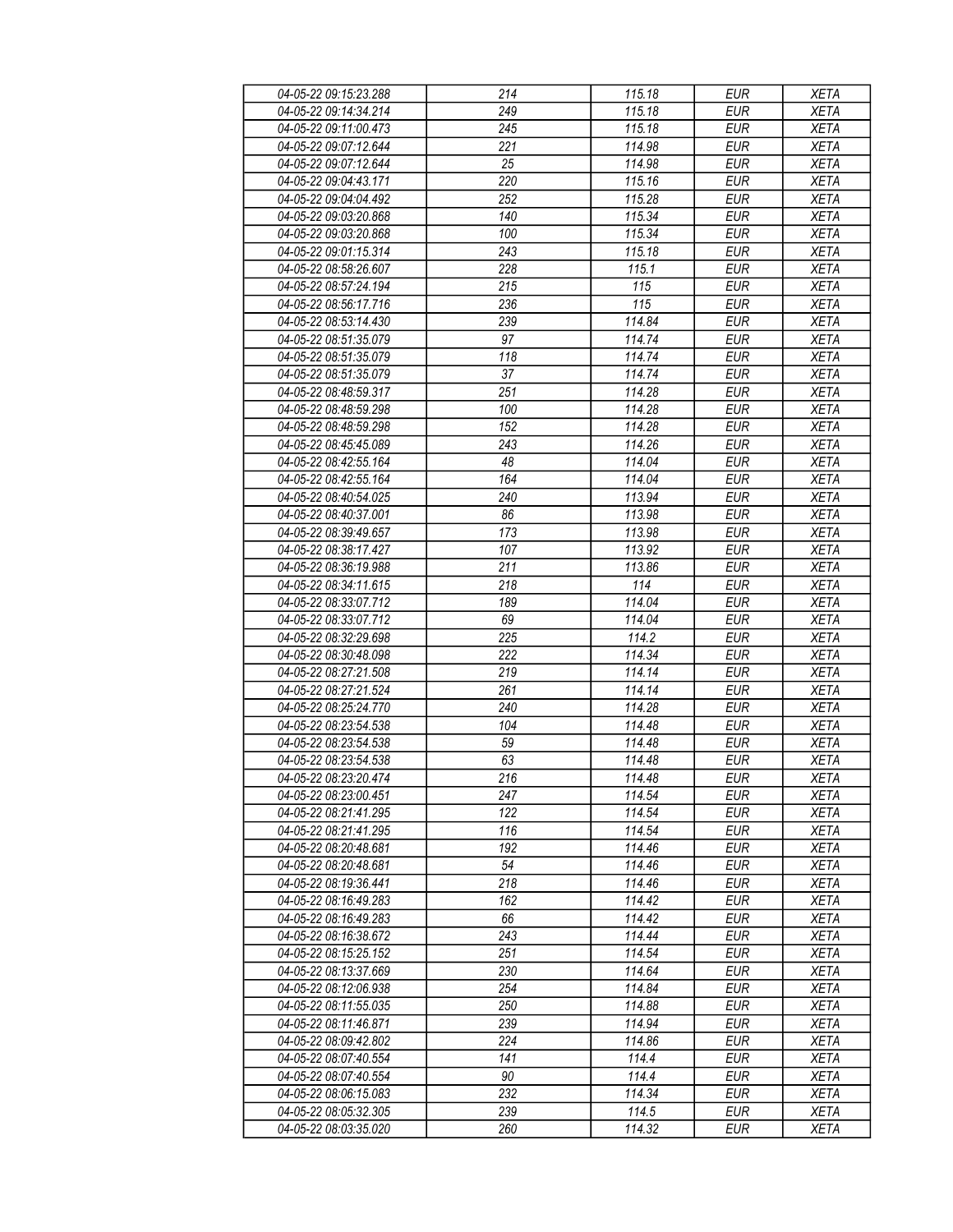| 04-05-22 09:15:23.288 | 214 | 115.18 | EUR | XETA |
|---|---|---|---|---|
| 04-05-22 09:14:34.214 | 249 | 115.18 | EUR | XETA |
| 04-05-22 09:11:00.473 | 245 | 115.18 | EUR | XETA |
| 04-05-22 09:07:12.644 | 221 | 114.98 | EUR | XETA |
| 04-05-22 09:07:12.644 | 25 | 114.98 | EUR | XETA |
| 04-05-22 09:04:43.171 | 220 | 115.16 | EUR | XETA |
| 04-05-22 09:04:04.492 | 252 | 115.28 | EUR | XETA |
| 04-05-22 09:03:20.868 | 140 | 115.34 | EUR | XETA |
| 04-05-22 09:03:20.868 | 100 | 115.34 | EUR | XETA |
| 04-05-22 09:01:15.314 | 243 | 115.18 | EUR | XETA |
| 04-05-22 08:58:26.607 | 228 | 115.1 | EUR | XETA |
| 04-05-22 08:57:24.194 | 215 | 115 | EUR | XETA |
| 04-05-22 08:56:17.716 | 236 | 115 | EUR | XETA |
| 04-05-22 08:53:14.430 | 239 | 114.84 | EUR | XETA |
| 04-05-22 08:51:35.079 | 97 | 114.74 | EUR | XETA |
| 04-05-22 08:51:35.079 | 118 | 114.74 | EUR | XETA |
| 04-05-22 08:51:35.079 | 37 | 114.74 | EUR | XETA |
| 04-05-22 08:48:59.317 | 251 | 114.28 | EUR | XETA |
| 04-05-22 08:48:59.298 | 100 | 114.28 | EUR | XETA |
| 04-05-22 08:48:59.298 | 152 | 114.28 | EUR | XETA |
| 04-05-22 08:45:45.089 | 243 | 114.26 | EUR | XETA |
| 04-05-22 08:42:55.164 | 48 | 114.04 | EUR | XETA |
| 04-05-22 08:42:55.164 | 164 | 114.04 | EUR | XETA |
| 04-05-22 08:40:54.025 | 240 | 113.94 | EUR | XETA |
| 04-05-22 08:40:37.001 | 86 | 113.98 | EUR | XETA |
| 04-05-22 08:39:49.657 | 173 | 113.98 | EUR | XETA |
| 04-05-22 08:38:17.427 | 107 | 113.92 | EUR | XETA |
| 04-05-22 08:36:19.988 | 211 | 113.86 | EUR | XETA |
| 04-05-22 08:34:11.615 | 218 | 114 | EUR | XETA |
| 04-05-22 08:33:07.712 | 189 | 114.04 | EUR | XETA |
| 04-05-22 08:33:07.712 | 69 | 114.04 | EUR | XETA |
| 04-05-22 08:32:29.698 | 225 | 114.2 | EUR | XETA |
| 04-05-22 08:30:48.098 | 222 | 114.34 | EUR | XETA |
| 04-05-22 08:27:21.508 | 219 | 114.14 | EUR | XETA |
| 04-05-22 08:27:21.524 | 261 | 114.14 | EUR | XETA |
| 04-05-22 08:25:24.770 | 240 | 114.28 | EUR | XETA |
| 04-05-22 08:23:54.538 | 104 | 114.48 | EUR | XETA |
| 04-05-22 08:23:54.538 | 59 | 114.48 | EUR | XETA |
| 04-05-22 08:23:54.538 | 63 | 114.48 | EUR | XETA |
| 04-05-22 08:23:20.474 | 216 | 114.48 | EUR | XETA |
| 04-05-22 08:23:00.451 | 247 | 114.54 | EUR | XETA |
| 04-05-22 08:21:41.295 | 122 | 114.54 | EUR | XETA |
| 04-05-22 08:21:41.295 | 116 | 114.54 | EUR | XETA |
| 04-05-22 08:20:48.681 | 192 | 114.46 | EUR | XETA |
| 04-05-22 08:20:48.681 | 54 | 114.46 | EUR | XETA |
| 04-05-22 08:19:36.441 | 218 | 114.46 | EUR | XETA |
| 04-05-22 08:16:49.283 | 162 | 114.42 | EUR | XETA |
| 04-05-22 08:16:49.283 | 66 | 114.42 | EUR | XETA |
| 04-05-22 08:16:38.672 | 243 | 114.44 | EUR | XETA |
| 04-05-22 08:15:25.152 | 251 | 114.54 | EUR | XETA |
| 04-05-22 08:13:37.669 | 230 | 114.64 | EUR | XETA |
| 04-05-22 08:12:06.938 | 254 | 114.84 | EUR | XETA |
| 04-05-22 08:11:55.035 | 250 | 114.88 | EUR | XETA |
| 04-05-22 08:11:46.871 | 239 | 114.94 | EUR | XETA |
| 04-05-22 08:09:42.802 | 224 | 114.86 | EUR | XETA |
| 04-05-22 08:07:40.554 | 141 | 114.4 | EUR | XETA |
| 04-05-22 08:07:40.554 | 90 | 114.4 | EUR | XETA |
| 04-05-22 08:06:15.083 | 232 | 114.34 | EUR | XETA |
| 04-05-22 08:05:32.305 | 239 | 114.5 | EUR | XETA |
| 04-05-22 08:03:35.020 | 260 | 114.32 | EUR | XETA |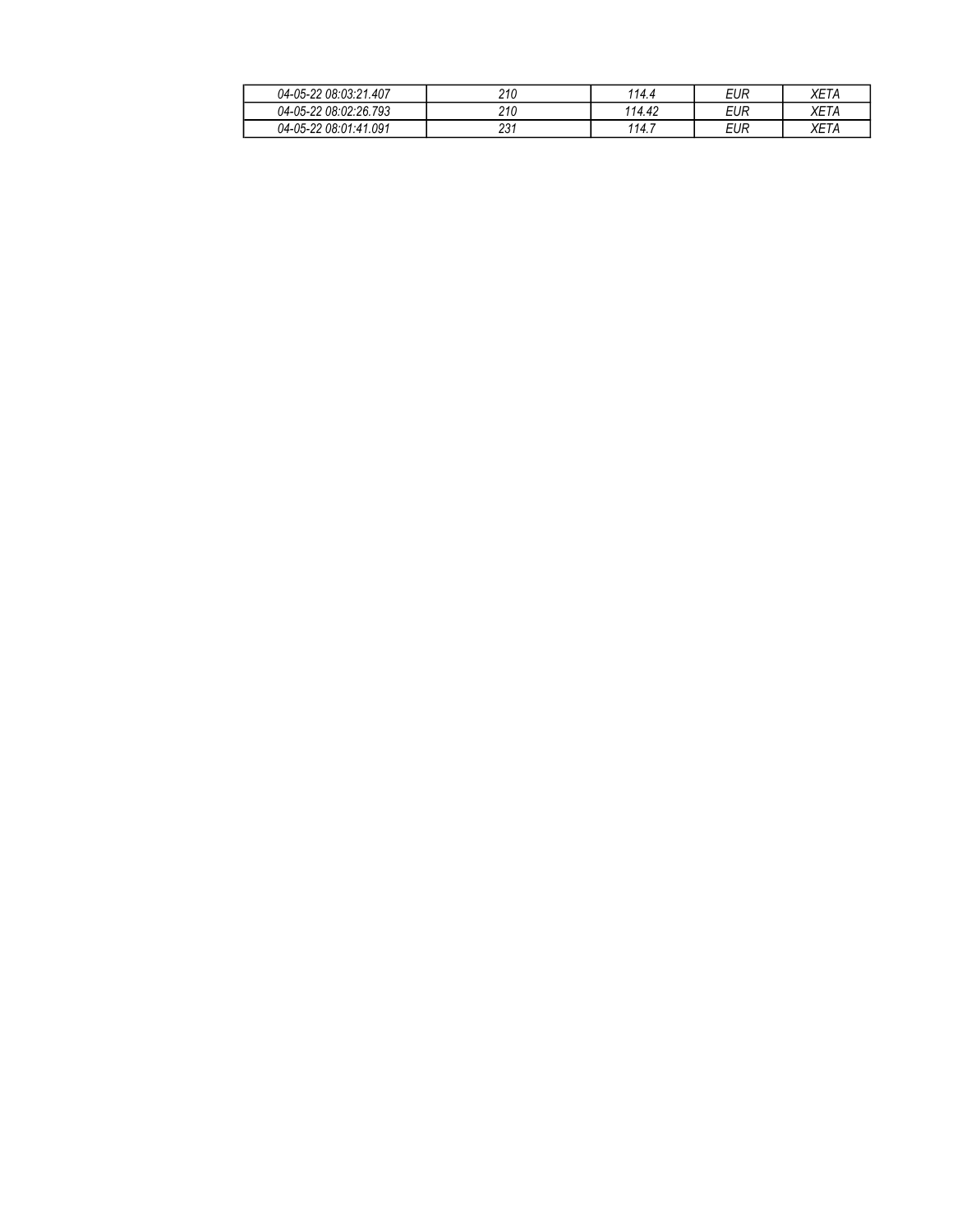| | | | | |
|---|---|---|---|---|
| *04-05-22 08:03:21.407* | *210* | *114.4* | *EUR* | *XETA* |
| *04-05-22 08:02:26.793* | *210* | *114.42* | *EUR* | *XETA* |
| *04-05-22 08:01:41.091* | *231* | *114.7* | *EUR* | *XETA* |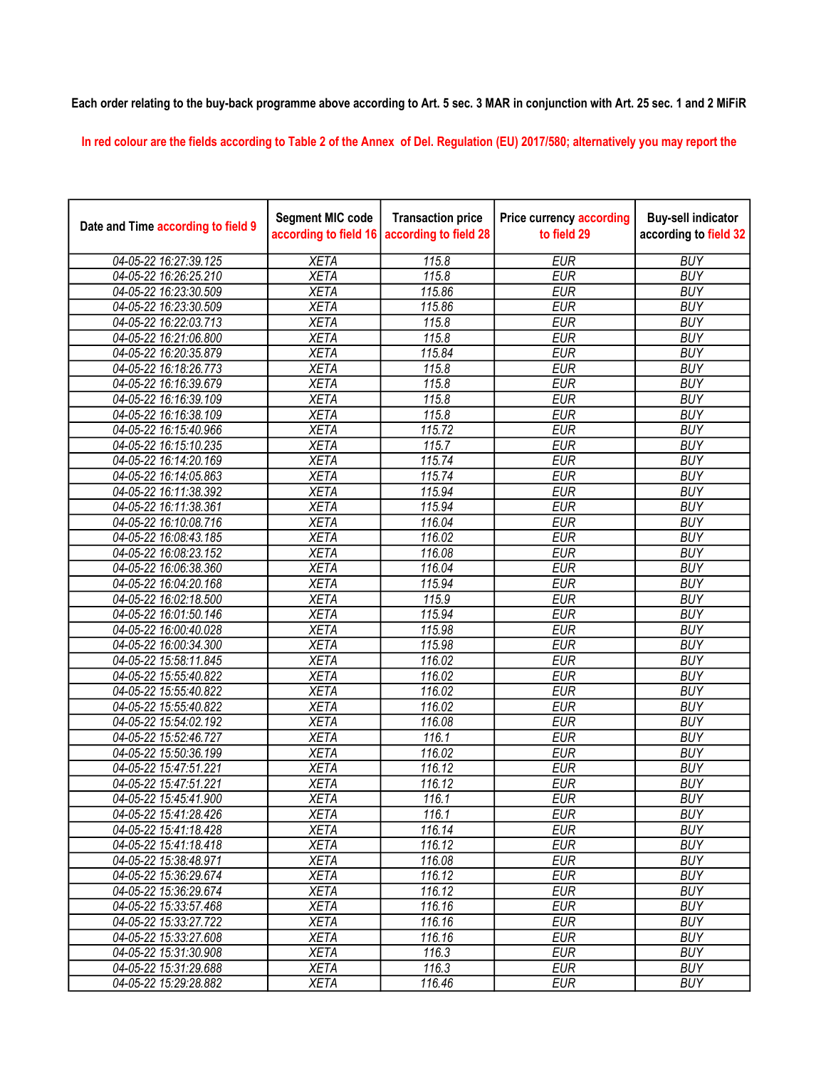Each order relating to the buy-back programme above according to Art. 5 sec. 3 MAR in conjunction with Art. 25 sec. 1 and 2 MiFiR

In red colour are the fields according to Table 2 of the Annex of Del. Regulation (EU) 2017/580; alternatively you may report the

| Date and Time according to field 9 | Segment MIC code according to field 16 | Transaction price according to field 28 | Price currency according to field 29 | Buy-sell indicator according to field 32 |
|---|---|---|---|---|
| 04-05-22 16:27:39.125 | XETA | 115.8 | EUR | BUY |
| 04-05-22 16:26:25.210 | XETA | 115.8 | EUR | BUY |
| 04-05-22 16:23:30.509 | XETA | 115.86 | EUR | BUY |
| 04-05-22 16:23:30.509 | XETA | 115.86 | EUR | BUY |
| 04-05-22 16:22:03.713 | XETA | 115.8 | EUR | BUY |
| 04-05-22 16:21:06.800 | XETA | 115.8 | EUR | BUY |
| 04-05-22 16:20:35.879 | XETA | 115.84 | EUR | BUY |
| 04-05-22 16:18:26.773 | XETA | 115.8 | EUR | BUY |
| 04-05-22 16:16:39.679 | XETA | 115.8 | EUR | BUY |
| 04-05-22 16:16:39.109 | XETA | 115.8 | EUR | BUY |
| 04-05-22 16:16:38.109 | XETA | 115.8 | EUR | BUY |
| 04-05-22 16:15:40.966 | XETA | 115.72 | EUR | BUY |
| 04-05-22 16:15:10.235 | XETA | 115.7 | EUR | BUY |
| 04-05-22 16:14:20.169 | XETA | 115.74 | EUR | BUY |
| 04-05-22 16:14:05.863 | XETA | 115.74 | EUR | BUY |
| 04-05-22 16:11:38.392 | XETA | 115.94 | EUR | BUY |
| 04-05-22 16:11:38.361 | XETA | 115.94 | EUR | BUY |
| 04-05-22 16:10:08.716 | XETA | 116.04 | EUR | BUY |
| 04-05-22 16:08:43.185 | XETA | 116.02 | EUR | BUY |
| 04-05-22 16:08:23.152 | XETA | 116.08 | EUR | BUY |
| 04-05-22 16:06:38.360 | XETA | 116.04 | EUR | BUY |
| 04-05-22 16:04:20.168 | XETA | 115.94 | EUR | BUY |
| 04-05-22 16:02:18.500 | XETA | 115.9 | EUR | BUY |
| 04-05-22 16:01:50.146 | XETA | 115.94 | EUR | BUY |
| 04-05-22 16:00:40.028 | XETA | 115.98 | EUR | BUY |
| 04-05-22 16:00:34.300 | XETA | 115.98 | EUR | BUY |
| 04-05-22 15:58:11.845 | XETA | 116.02 | EUR | BUY |
| 04-05-22 15:55:40.822 | XETA | 116.02 | EUR | BUY |
| 04-05-22 15:55:40.822 | XETA | 116.02 | EUR | BUY |
| 04-05-22 15:55:40.822 | XETA | 116.02 | EUR | BUY |
| 04-05-22 15:54:02.192 | XETA | 116.08 | EUR | BUY |
| 04-05-22 15:52:46.727 | XETA | 116.1 | EUR | BUY |
| 04-05-22 15:50:36.199 | XETA | 116.02 | EUR | BUY |
| 04-05-22 15:47:51.221 | XETA | 116.12 | EUR | BUY |
| 04-05-22 15:47:51.221 | XETA | 116.12 | EUR | BUY |
| 04-05-22 15:45:41.900 | XETA | 116.1 | EUR | BUY |
| 04-05-22 15:41:28.426 | XETA | 116.1 | EUR | BUY |
| 04-05-22 15:41:18.428 | XETA | 116.14 | EUR | BUY |
| 04-05-22 15:41:18.418 | XETA | 116.12 | EUR | BUY |
| 04-05-22 15:38:48.971 | XETA | 116.08 | EUR | BUY |
| 04-05-22 15:36:29.674 | XETA | 116.12 | EUR | BUY |
| 04-05-22 15:36:29.674 | XETA | 116.12 | EUR | BUY |
| 04-05-22 15:33:57.468 | XETA | 116.16 | EUR | BUY |
| 04-05-22 15:33:27.722 | XETA | 116.16 | EUR | BUY |
| 04-05-22 15:33:27.608 | XETA | 116.16 | EUR | BUY |
| 04-05-22 15:31:30.908 | XETA | 116.3 | EUR | BUY |
| 04-05-22 15:31:29.688 | XETA | 116.3 | EUR | BUY |
| 04-05-22 15:29:28.882 | XETA | 116.46 | EUR | BUY |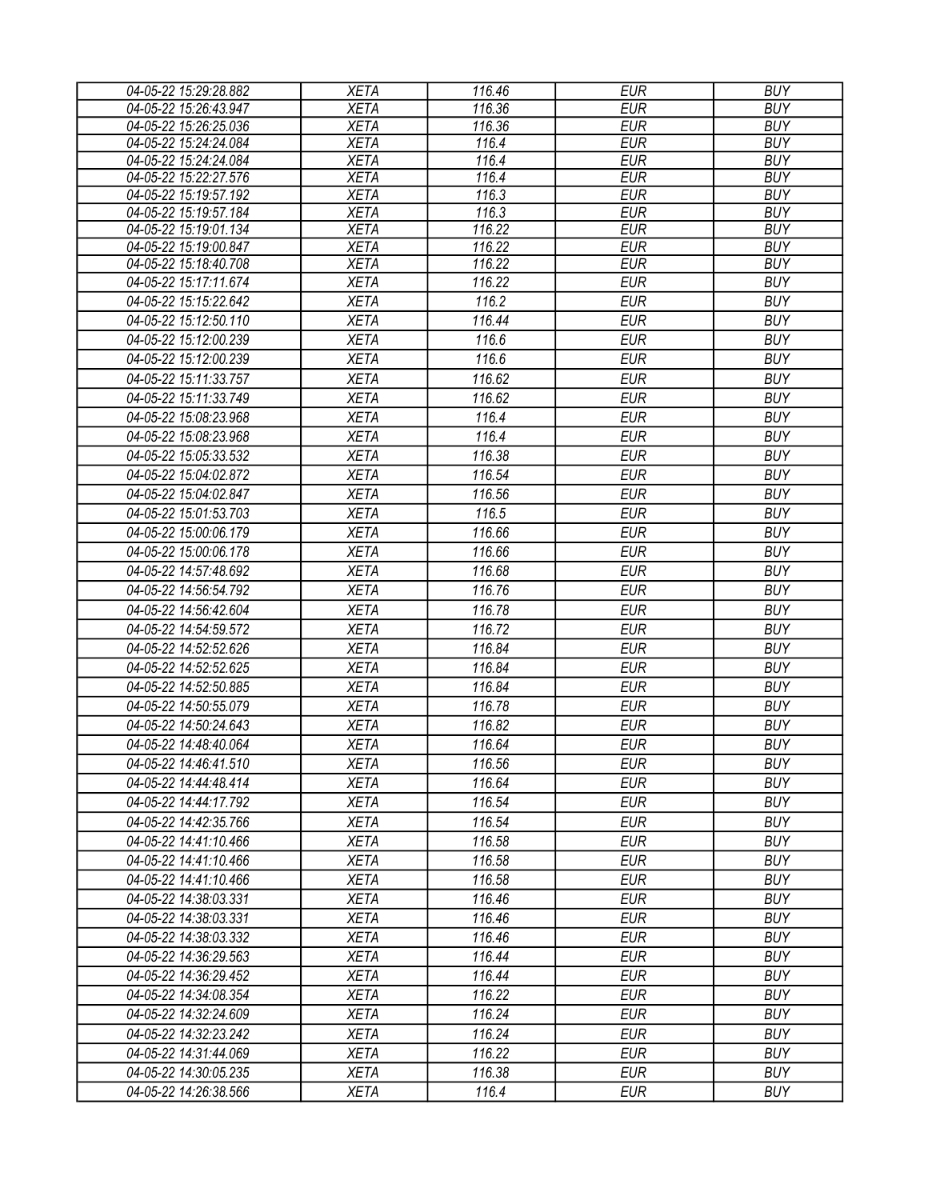| 04-05-22 15:29:28.882 | XETA | 116.46 | EUR | BUY |
|---|---|---|---|---|
| 04-05-22 15:26:43.947 | XETA | 116.36 | EUR | BUY |
| 04-05-22 15:26:25.036 | XETA | 116.36 | EUR | BUY |
| 04-05-22 15:24:24.084 | XETA | 116.4 | EUR | BUY |
| 04-05-22 15:24:24.084 | XETA | 116.4 | EUR | BUY |
| 04-05-22 15:22:27.576 | XETA | 116.4 | EUR | BUY |
| 04-05-22 15:19:57.192 | XETA | 116.3 | EUR | BUY |
| 04-05-22 15:19:57.184 | XETA | 116.3 | EUR | BUY |
| 04-05-22 15:19:01.134 | XETA | 116.22 | EUR | BUY |
| 04-05-22 15:19:00.847 | XETA | 116.22 | EUR | BUY |
| 04-05-22 15:18:40.708 | XETA | 116.22 | EUR | BUY |
| 04-05-22 15:17:11.674 | XETA | 116.22 | EUR | BUY |
| 04-05-22 15:15:22.642 | XETA | 116.2 | EUR | BUY |
| 04-05-22 15:12:50.110 | XETA | 116.44 | EUR | BUY |
| 04-05-22 15:12:00.239 | XETA | 116.6 | EUR | BUY |
| 04-05-22 15:12:00.239 | XETA | 116.6 | EUR | BUY |
| 04-05-22 15:11:33.757 | XETA | 116.62 | EUR | BUY |
| 04-05-22 15:11:33.749 | XETA | 116.62 | EUR | BUY |
| 04-05-22 15:08:23.968 | XETA | 116.4 | EUR | BUY |
| 04-05-22 15:08:23.968 | XETA | 116.4 | EUR | BUY |
| 04-05-22 15:05:33.532 | XETA | 116.38 | EUR | BUY |
| 04-05-22 15:04:02.872 | XETA | 116.54 | EUR | BUY |
| 04-05-22 15:04:02.847 | XETA | 116.56 | EUR | BUY |
| 04-05-22 15:01:53.703 | XETA | 116.5 | EUR | BUY |
| 04-05-22 15:00:06.179 | XETA | 116.66 | EUR | BUY |
| 04-05-22 15:00:06.178 | XETA | 116.66 | EUR | BUY |
| 04-05-22 14:57:48.692 | XETA | 116.68 | EUR | BUY |
| 04-05-22 14:56:54.792 | XETA | 116.76 | EUR | BUY |
| 04-05-22 14:56:42.604 | XETA | 116.78 | EUR | BUY |
| 04-05-22 14:54:59.572 | XETA | 116.72 | EUR | BUY |
| 04-05-22 14:52:52.626 | XETA | 116.84 | EUR | BUY |
| 04-05-22 14:52:52.625 | XETA | 116.84 | EUR | BUY |
| 04-05-22 14:52:50.885 | XETA | 116.84 | EUR | BUY |
| 04-05-22 14:50:55.079 | XETA | 116.78 | EUR | BUY |
| 04-05-22 14:50:24.643 | XETA | 116.82 | EUR | BUY |
| 04-05-22 14:48:40.064 | XETA | 116.64 | EUR | BUY |
| 04-05-22 14:46:41.510 | XETA | 116.56 | EUR | BUY |
| 04-05-22 14:44:48.414 | XETA | 116.64 | EUR | BUY |
| 04-05-22 14:44:17.792 | XETA | 116.54 | EUR | BUY |
| 04-05-22 14:42:35.766 | XETA | 116.54 | EUR | BUY |
| 04-05-22 14:41:10.466 | XETA | 116.58 | EUR | BUY |
| 04-05-22 14:41:10.466 | XETA | 116.58 | EUR | BUY |
| 04-05-22 14:41:10.466 | XETA | 116.58 | EUR | BUY |
| 04-05-22 14:38:03.331 | XETA | 116.46 | EUR | BUY |
| 04-05-22 14:38:03.331 | XETA | 116.46 | EUR | BUY |
| 04-05-22 14:38:03.332 | XETA | 116.46 | EUR | BUY |
| 04-05-22 14:36:29.563 | XETA | 116.44 | EUR | BUY |
| 04-05-22 14:36:29.452 | XETA | 116.44 | EUR | BUY |
| 04-05-22 14:34:08.354 | XETA | 116.22 | EUR | BUY |
| 04-05-22 14:32:24.609 | XETA | 116.24 | EUR | BUY |
| 04-05-22 14:32:23.242 | XETA | 116.24 | EUR | BUY |
| 04-05-22 14:31:44.069 | XETA | 116.22 | EUR | BUY |
| 04-05-22 14:30:05.235 | XETA | 116.38 | EUR | BUY |
| 04-05-22 14:26:38.566 | XETA | 116.4 | EUR | BUY |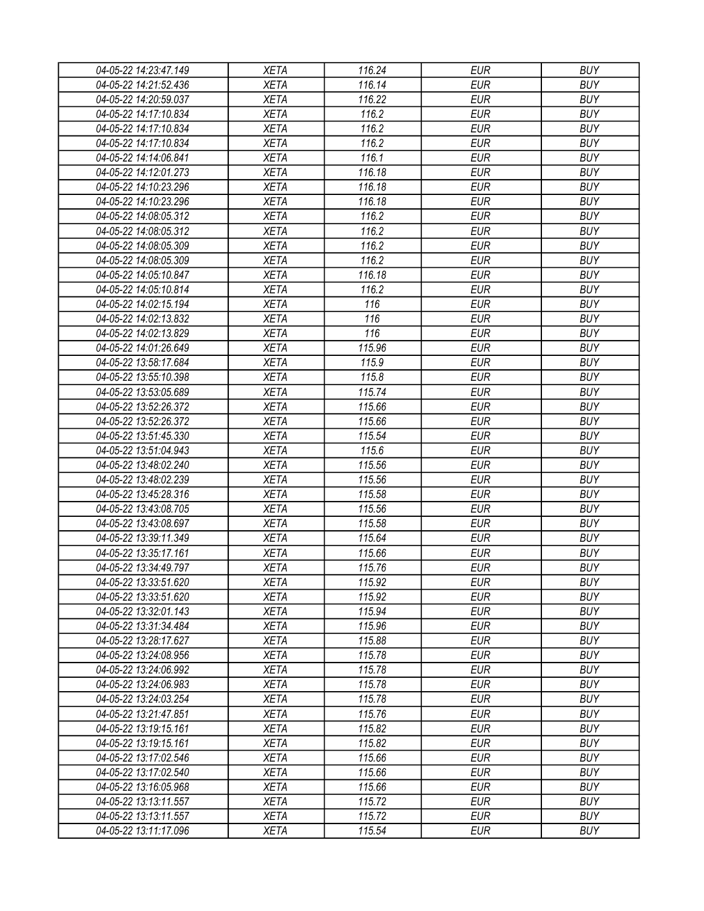| 04-05-22 14:23:47.149 | XETA | 116.24 | EUR | BUY |
|---|---|---|---|---|
| 04-05-22 14:21:52.436 | XETA | 116.14 | EUR | BUY |
| 04-05-22 14:20:59.037 | XETA | 116.22 | EUR | BUY |
| 04-05-22 14:17:10.834 | XETA | 116.2 | EUR | BUY |
| 04-05-22 14:17:10.834 | XETA | 116.2 | EUR | BUY |
| 04-05-22 14:17:10.834 | XETA | 116.2 | EUR | BUY |
| 04-05-22 14:14:06.841 | XETA | 116.1 | EUR | BUY |
| 04-05-22 14:12:01.273 | XETA | 116.18 | EUR | BUY |
| 04-05-22 14:10:23.296 | XETA | 116.18 | EUR | BUY |
| 04-05-22 14:10:23.296 | XETA | 116.18 | EUR | BUY |
| 04-05-22 14:08:05.312 | XETA | 116.2 | EUR | BUY |
| 04-05-22 14:08:05.312 | XETA | 116.2 | EUR | BUY |
| 04-05-22 14:08:05.309 | XETA | 116.2 | EUR | BUY |
| 04-05-22 14:08:05.309 | XETA | 116.2 | EUR | BUY |
| 04-05-22 14:05:10.847 | XETA | 116.18 | EUR | BUY |
| 04-05-22 14:05:10.814 | XETA | 116.2 | EUR | BUY |
| 04-05-22 14:02:15.194 | XETA | 116 | EUR | BUY |
| 04-05-22 14:02:13.832 | XETA | 116 | EUR | BUY |
| 04-05-22 14:02:13.829 | XETA | 116 | EUR | BUY |
| 04-05-22 14:01:26.649 | XETA | 115.96 | EUR | BUY |
| 04-05-22 13:58:17.684 | XETA | 115.9 | EUR | BUY |
| 04-05-22 13:55:10.398 | XETA | 115.8 | EUR | BUY |
| 04-05-22 13:53:05.689 | XETA | 115.74 | EUR | BUY |
| 04-05-22 13:52:26.372 | XETA | 115.66 | EUR | BUY |
| 04-05-22 13:52:26.372 | XETA | 115.66 | EUR | BUY |
| 04-05-22 13:51:45.330 | XETA | 115.54 | EUR | BUY |
| 04-05-22 13:51:04.943 | XETA | 115.6 | EUR | BUY |
| 04-05-22 13:48:02.240 | XETA | 115.56 | EUR | BUY |
| 04-05-22 13:48:02.239 | XETA | 115.56 | EUR | BUY |
| 04-05-22 13:45:28.316 | XETA | 115.58 | EUR | BUY |
| 04-05-22 13:43:08.705 | XETA | 115.56 | EUR | BUY |
| 04-05-22 13:43:08.697 | XETA | 115.58 | EUR | BUY |
| 04-05-22 13:39:11.349 | XETA | 115.64 | EUR | BUY |
| 04-05-22 13:35:17.161 | XETA | 115.66 | EUR | BUY |
| 04-05-22 13:34:49.797 | XETA | 115.76 | EUR | BUY |
| 04-05-22 13:33:51.620 | XETA | 115.92 | EUR | BUY |
| 04-05-22 13:33:51.620 | XETA | 115.92 | EUR | BUY |
| 04-05-22 13:32:01.143 | XETA | 115.94 | EUR | BUY |
| 04-05-22 13:31:34.484 | XETA | 115.96 | EUR | BUY |
| 04-05-22 13:28:17.627 | XETA | 115.88 | EUR | BUY |
| 04-05-22 13:24:08.956 | XETA | 115.78 | EUR | BUY |
| 04-05-22 13:24:06.992 | XETA | 115.78 | EUR | BUY |
| 04-05-22 13:24:06.983 | XETA | 115.78 | EUR | BUY |
| 04-05-22 13:24:03.254 | XETA | 115.78 | EUR | BUY |
| 04-05-22 13:21:47.851 | XETA | 115.76 | EUR | BUY |
| 04-05-22 13:19:15.161 | XETA | 115.82 | EUR | BUY |
| 04-05-22 13:19:15.161 | XETA | 115.82 | EUR | BUY |
| 04-05-22 13:17:02.546 | XETA | 115.66 | EUR | BUY |
| 04-05-22 13:17:02.540 | XETA | 115.66 | EUR | BUY |
| 04-05-22 13:16:05.968 | XETA | 115.66 | EUR | BUY |
| 04-05-22 13:13:11.557 | XETA | 115.72 | EUR | BUY |
| 04-05-22 13:13:11.557 | XETA | 115.72 | EUR | BUY |
| 04-05-22 13:11:17.096 | XETA | 115.54 | EUR | BUY |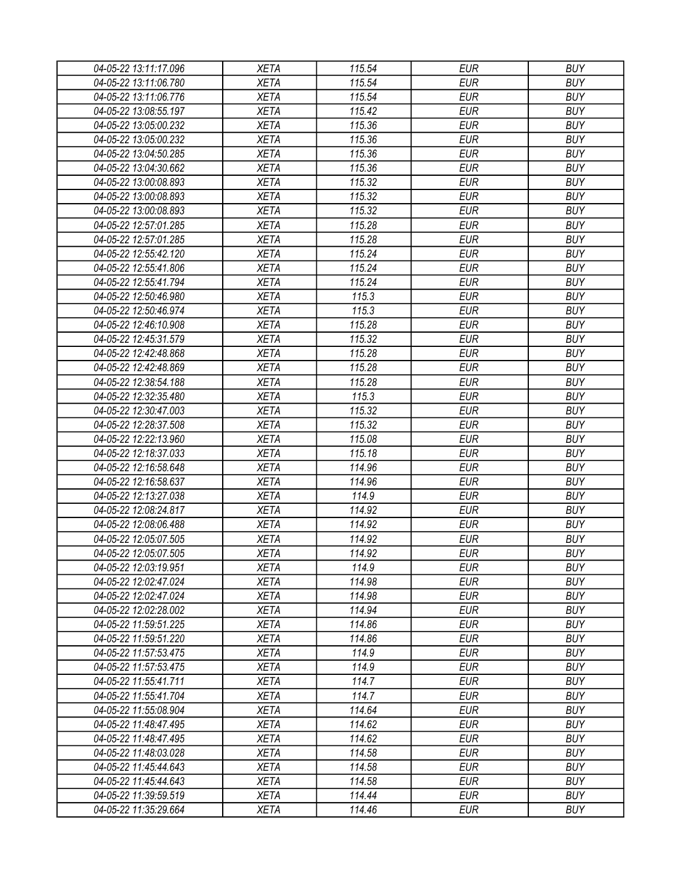| 04-05-22 13:11:17.096 | XETA | 115.54 | EUR | BUY |
|---|---|---|---|---|
| 04-05-22 13:11:06.780 | XETA | 115.54 | EUR | BUY |
| 04-05-22 13:11:06.776 | XETA | 115.54 | EUR | BUY |
| 04-05-22 13:08:55.197 | XETA | 115.42 | EUR | BUY |
| 04-05-22 13:05:00.232 | XETA | 115.36 | EUR | BUY |
| 04-05-22 13:05:00.232 | XETA | 115.36 | EUR | BUY |
| 04-05-22 13:04:50.285 | XETA | 115.36 | EUR | BUY |
| 04-05-22 13:04:30.662 | XETA | 115.36 | EUR | BUY |
| 04-05-22 13:00:08.893 | XETA | 115.32 | EUR | BUY |
| 04-05-22 13:00:08.893 | XETA | 115.32 | EUR | BUY |
| 04-05-22 13:00:08.893 | XETA | 115.32 | EUR | BUY |
| 04-05-22 12:57:01.285 | XETA | 115.28 | EUR | BUY |
| 04-05-22 12:57:01.285 | XETA | 115.28 | EUR | BUY |
| 04-05-22 12:55:42.120 | XETA | 115.24 | EUR | BUY |
| 04-05-22 12:55:41.806 | XETA | 115.24 | EUR | BUY |
| 04-05-22 12:55:41.794 | XETA | 115.24 | EUR | BUY |
| 04-05-22 12:50:46.980 | XETA | 115.3 | EUR | BUY |
| 04-05-22 12:50:46.974 | XETA | 115.3 | EUR | BUY |
| 04-05-22 12:46:10.908 | XETA | 115.28 | EUR | BUY |
| 04-05-22 12:45:31.579 | XETA | 115.32 | EUR | BUY |
| 04-05-22 12:42:48.868 | XETA | 115.28 | EUR | BUY |
| 04-05-22 12:42:48.869 | XETA | 115.28 | EUR | BUY |
| 04-05-22 12:38:54.188 | XETA | 115.28 | EUR | BUY |
| 04-05-22 12:32:35.480 | XETA | 115.3 | EUR | BUY |
| 04-05-22 12:30:47.003 | XETA | 115.32 | EUR | BUY |
| 04-05-22 12:28:37.508 | XETA | 115.32 | EUR | BUY |
| 04-05-22 12:22:13.960 | XETA | 115.08 | EUR | BUY |
| 04-05-22 12:18:37.033 | XETA | 115.18 | EUR | BUY |
| 04-05-22 12:16:58.648 | XETA | 114.96 | EUR | BUY |
| 04-05-22 12:16:58.637 | XETA | 114.96 | EUR | BUY |
| 04-05-22 12:13:27.038 | XETA | 114.9 | EUR | BUY |
| 04-05-22 12:08:24.817 | XETA | 114.92 | EUR | BUY |
| 04-05-22 12:08:06.488 | XETA | 114.92 | EUR | BUY |
| 04-05-22 12:05:07.505 | XETA | 114.92 | EUR | BUY |
| 04-05-22 12:05:07.505 | XETA | 114.92 | EUR | BUY |
| 04-05-22 12:03:19.951 | XETA | 114.9 | EUR | BUY |
| 04-05-22 12:02:47.024 | XETA | 114.98 | EUR | BUY |
| 04-05-22 12:02:47.024 | XETA | 114.98 | EUR | BUY |
| 04-05-22 12:02:28.002 | XETA | 114.94 | EUR | BUY |
| 04-05-22 11:59:51.225 | XETA | 114.86 | EUR | BUY |
| 04-05-22 11:59:51.220 | XETA | 114.86 | EUR | BUY |
| 04-05-22 11:57:53.475 | XETA | 114.9 | EUR | BUY |
| 04-05-22 11:57:53.475 | XETA | 114.9 | EUR | BUY |
| 04-05-22 11:55:41.711 | XETA | 114.7 | EUR | BUY |
| 04-05-22 11:55:41.704 | XETA | 114.7 | EUR | BUY |
| 04-05-22 11:55:08.904 | XETA | 114.64 | EUR | BUY |
| 04-05-22 11:48:47.495 | XETA | 114.62 | EUR | BUY |
| 04-05-22 11:48:47.495 | XETA | 114.62 | EUR | BUY |
| 04-05-22 11:48:03.028 | XETA | 114.58 | EUR | BUY |
| 04-05-22 11:45:44.643 | XETA | 114.58 | EUR | BUY |
| 04-05-22 11:45:44.643 | XETA | 114.58 | EUR | BUY |
| 04-05-22 11:39:59.519 | XETA | 114.44 | EUR | BUY |
| 04-05-22 11:35:29.664 | XETA | 114.46 | EUR | BUY |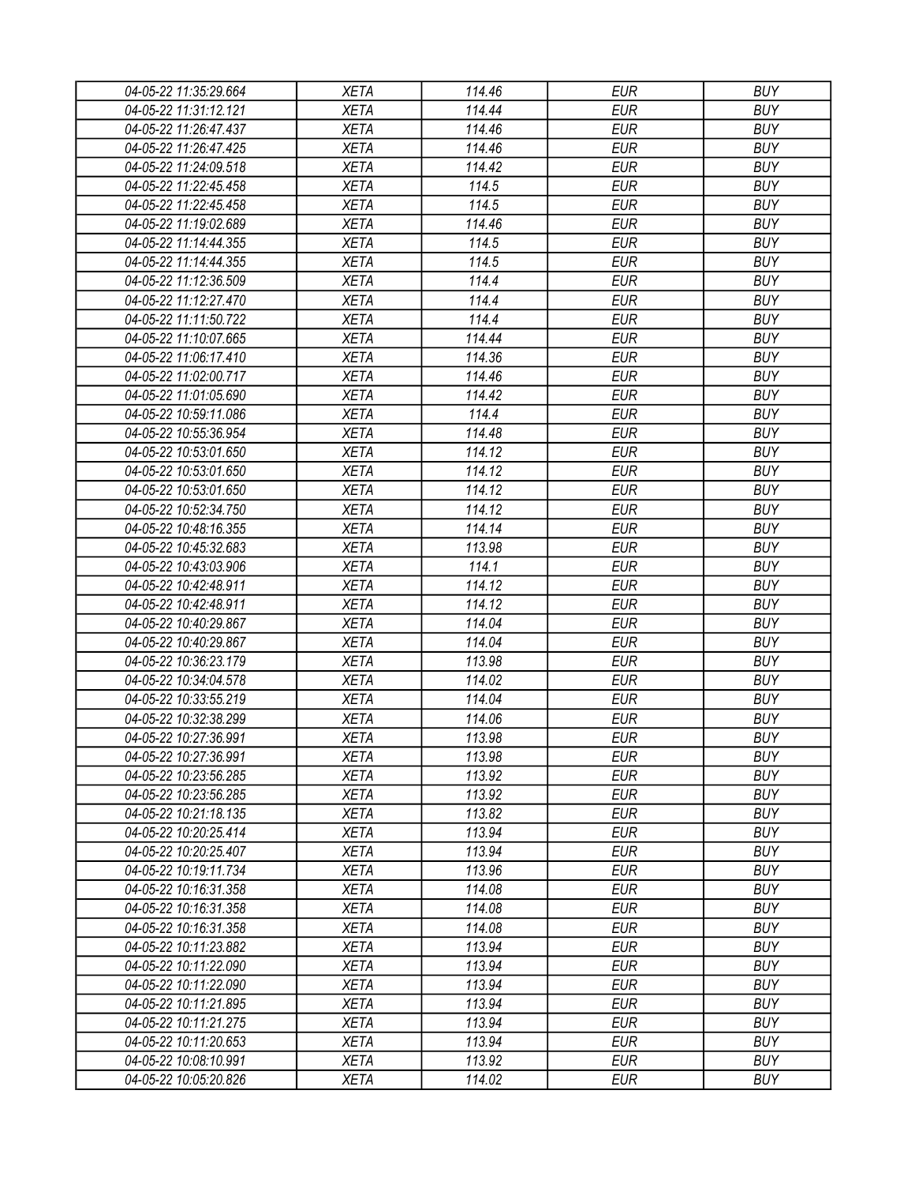| 04-05-22 11:35:29.664 | XETA | 114.46 | EUR | BUY |
|---|---|---|---|---|
| 04-05-22 11:31:12.121 | XETA | 114.44 | EUR | BUY |
| 04-05-22 11:26:47.437 | XETA | 114.46 | EUR | BUY |
| 04-05-22 11:26:47.425 | XETA | 114.46 | EUR | BUY |
| 04-05-22 11:24:09.518 | XETA | 114.42 | EUR | BUY |
| 04-05-22 11:22:45.458 | XETA | 114.5 | EUR | BUY |
| 04-05-22 11:22:45.458 | XETA | 114.5 | EUR | BUY |
| 04-05-22 11:19:02.689 | XETA | 114.46 | EUR | BUY |
| 04-05-22 11:14:44.355 | XETA | 114.5 | EUR | BUY |
| 04-05-22 11:14:44.355 | XETA | 114.5 | EUR | BUY |
| 04-05-22 11:12:36.509 | XETA | 114.4 | EUR | BUY |
| 04-05-22 11:12:27.470 | XETA | 114.4 | EUR | BUY |
| 04-05-22 11:11:50.722 | XETA | 114.4 | EUR | BUY |
| 04-05-22 11:10:07.665 | XETA | 114.44 | EUR | BUY |
| 04-05-22 11:06:17.410 | XETA | 114.36 | EUR | BUY |
| 04-05-22 11:02:00.717 | XETA | 114.46 | EUR | BUY |
| 04-05-22 11:01:05.690 | XETA | 114.42 | EUR | BUY |
| 04-05-22 10:59:11.086 | XETA | 114.4 | EUR | BUY |
| 04-05-22 10:55:36.954 | XETA | 114.48 | EUR | BUY |
| 04-05-22 10:53:01.650 | XETA | 114.12 | EUR | BUY |
| 04-05-22 10:53:01.650 | XETA | 114.12 | EUR | BUY |
| 04-05-22 10:53:01.650 | XETA | 114.12 | EUR | BUY |
| 04-05-22 10:52:34.750 | XETA | 114.12 | EUR | BUY |
| 04-05-22 10:48:16.355 | XETA | 114.14 | EUR | BUY |
| 04-05-22 10:45:32.683 | XETA | 113.98 | EUR | BUY |
| 04-05-22 10:43:03.906 | XETA | 114.1 | EUR | BUY |
| 04-05-22 10:42:48.911 | XETA | 114.12 | EUR | BUY |
| 04-05-22 10:42:48.911 | XETA | 114.12 | EUR | BUY |
| 04-05-22 10:40:29.867 | XETA | 114.04 | EUR | BUY |
| 04-05-22 10:40:29.867 | XETA | 114.04 | EUR | BUY |
| 04-05-22 10:36:23.179 | XETA | 113.98 | EUR | BUY |
| 04-05-22 10:34:04.578 | XETA | 114.02 | EUR | BUY |
| 04-05-22 10:33:55.219 | XETA | 114.04 | EUR | BUY |
| 04-05-22 10:32:38.299 | XETA | 114.06 | EUR | BUY |
| 04-05-22 10:27:36.991 | XETA | 113.98 | EUR | BUY |
| 04-05-22 10:27:36.991 | XETA | 113.98 | EUR | BUY |
| 04-05-22 10:23:56.285 | XETA | 113.92 | EUR | BUY |
| 04-05-22 10:23:56.285 | XETA | 113.92 | EUR | BUY |
| 04-05-22 10:21:18.135 | XETA | 113.82 | EUR | BUY |
| 04-05-22 10:20:25.414 | XETA | 113.94 | EUR | BUY |
| 04-05-22 10:20:25.407 | XETA | 113.94 | EUR | BUY |
| 04-05-22 10:19:11.734 | XETA | 113.96 | EUR | BUY |
| 04-05-22 10:16:31.358 | XETA | 114.08 | EUR | BUY |
| 04-05-22 10:16:31.358 | XETA | 114.08 | EUR | BUY |
| 04-05-22 10:16:31.358 | XETA | 114.08 | EUR | BUY |
| 04-05-22 10:11:23.882 | XETA | 113.94 | EUR | BUY |
| 04-05-22 10:11:22.090 | XETA | 113.94 | EUR | BUY |
| 04-05-22 10:11:22.090 | XETA | 113.94 | EUR | BUY |
| 04-05-22 10:11:21.895 | XETA | 113.94 | EUR | BUY |
| 04-05-22 10:11:21.275 | XETA | 113.94 | EUR | BUY |
| 04-05-22 10:11:20.653 | XETA | 113.94 | EUR | BUY |
| 04-05-22 10:08:10.991 | XETA | 113.92 | EUR | BUY |
| 04-05-22 10:05:20.826 | XETA | 114.02 | EUR | BUY |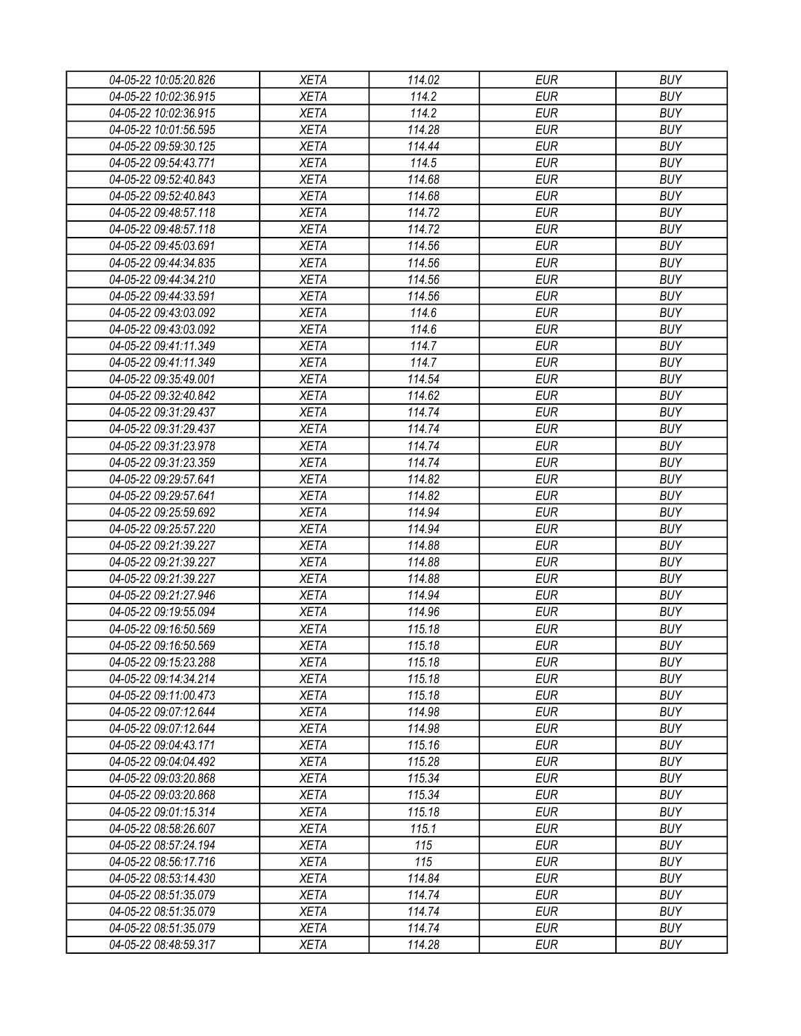| 04-05-22 10:05:20.826 | XETA | 114.02 | EUR | BUY |
|---|---|---|---|---|
| 04-05-22 10:02:36.915 | XETA | 114.2 | EUR | BUY |
| 04-05-22 10:02:36.915 | XETA | 114.2 | EUR | BUY |
| 04-05-22 10:01:56.595 | XETA | 114.28 | EUR | BUY |
| 04-05-22 09:59:30.125 | XETA | 114.44 | EUR | BUY |
| 04-05-22 09:54:43.771 | XETA | 114.5 | EUR | BUY |
| 04-05-22 09:52:40.843 | XETA | 114.68 | EUR | BUY |
| 04-05-22 09:52:40.843 | XETA | 114.68 | EUR | BUY |
| 04-05-22 09:48:57.118 | XETA | 114.72 | EUR | BUY |
| 04-05-22 09:48:57.118 | XETA | 114.72 | EUR | BUY |
| 04-05-22 09:45:03.691 | XETA | 114.56 | EUR | BUY |
| 04-05-22 09:44:34.835 | XETA | 114.56 | EUR | BUY |
| 04-05-22 09:44:34.210 | XETA | 114.56 | EUR | BUY |
| 04-05-22 09:44:33.591 | XETA | 114.56 | EUR | BUY |
| 04-05-22 09:43:03.092 | XETA | 114.6 | EUR | BUY |
| 04-05-22 09:43:03.092 | XETA | 114.6 | EUR | BUY |
| 04-05-22 09:41:11.349 | XETA | 114.7 | EUR | BUY |
| 04-05-22 09:41:11.349 | XETA | 114.7 | EUR | BUY |
| 04-05-22 09:35:49.001 | XETA | 114.54 | EUR | BUY |
| 04-05-22 09:32:40.842 | XETA | 114.62 | EUR | BUY |
| 04-05-22 09:31:29.437 | XETA | 114.74 | EUR | BUY |
| 04-05-22 09:31:29.437 | XETA | 114.74 | EUR | BUY |
| 04-05-22 09:31:23.978 | XETA | 114.74 | EUR | BUY |
| 04-05-22 09:31:23.359 | XETA | 114.74 | EUR | BUY |
| 04-05-22 09:29:57.641 | XETA | 114.82 | EUR | BUY |
| 04-05-22 09:29:57.641 | XETA | 114.82 | EUR | BUY |
| 04-05-22 09:25:59.692 | XETA | 114.94 | EUR | BUY |
| 04-05-22 09:25:57.220 | XETA | 114.94 | EUR | BUY |
| 04-05-22 09:21:39.227 | XETA | 114.88 | EUR | BUY |
| 04-05-22 09:21:39.227 | XETA | 114.88 | EUR | BUY |
| 04-05-22 09:21:39.227 | XETA | 114.88 | EUR | BUY |
| 04-05-22 09:21:27.946 | XETA | 114.94 | EUR | BUY |
| 04-05-22 09:19:55.094 | XETA | 114.96 | EUR | BUY |
| 04-05-22 09:16:50.569 | XETA | 115.18 | EUR | BUY |
| 04-05-22 09:16:50.569 | XETA | 115.18 | EUR | BUY |
| 04-05-22 09:15:23.288 | XETA | 115.18 | EUR | BUY |
| 04-05-22 09:14:34.214 | XETA | 115.18 | EUR | BUY |
| 04-05-22 09:11:00.473 | XETA | 115.18 | EUR | BUY |
| 04-05-22 09:07:12.644 | XETA | 114.98 | EUR | BUY |
| 04-05-22 09:07:12.644 | XETA | 114.98 | EUR | BUY |
| 04-05-22 09:04:43.171 | XETA | 115.16 | EUR | BUY |
| 04-05-22 09:04:04.492 | XETA | 115.28 | EUR | BUY |
| 04-05-22 09:03:20.868 | XETA | 115.34 | EUR | BUY |
| 04-05-22 09:03:20.868 | XETA | 115.34 | EUR | BUY |
| 04-05-22 09:01:15.314 | XETA | 115.18 | EUR | BUY |
| 04-05-22 08:58:26.607 | XETA | 115.1 | EUR | BUY |
| 04-05-22 08:57:24.194 | XETA | 115 | EUR | BUY |
| 04-05-22 08:56:17.716 | XETA | 115 | EUR | BUY |
| 04-05-22 08:53:14.430 | XETA | 114.84 | EUR | BUY |
| 04-05-22 08:51:35.079 | XETA | 114.74 | EUR | BUY |
| 04-05-22 08:51:35.079 | XETA | 114.74 | EUR | BUY |
| 04-05-22 08:51:35.079 | XETA | 114.74 | EUR | BUY |
| 04-05-22 08:48:59.317 | XETA | 114.28 | EUR | BUY |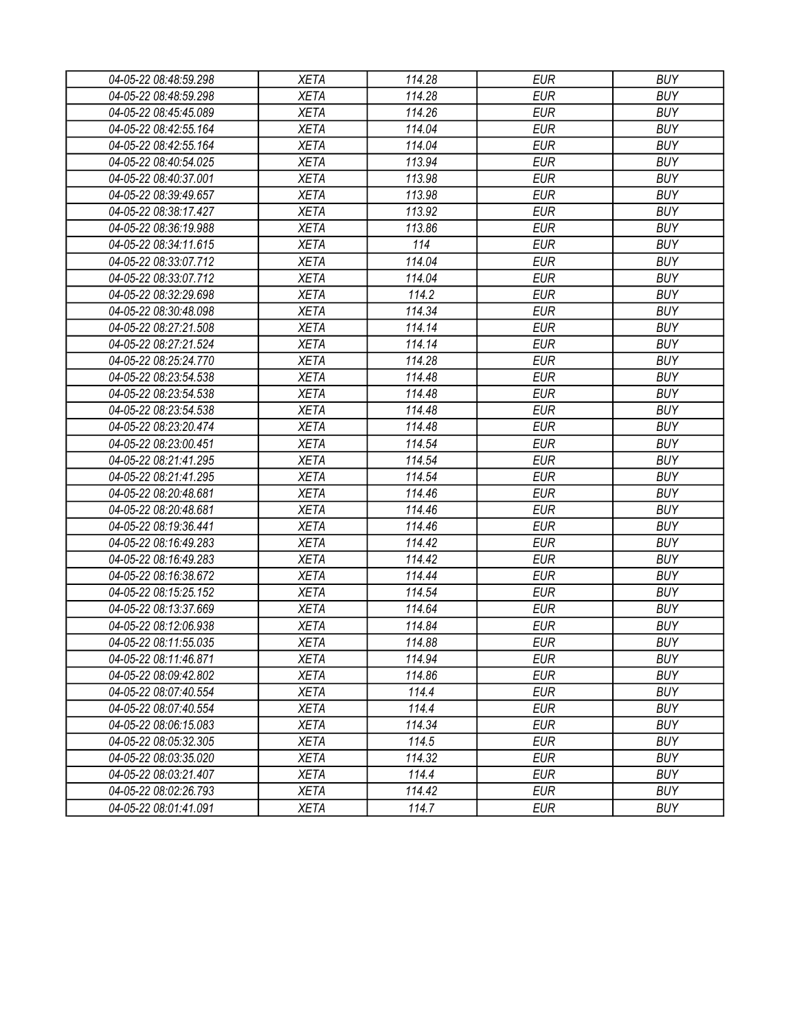| | | | | |
|---|---|---|---|---|
| *04-05-22 08:48:59.298* | *XETA* | *114.28* | *EUR* | *BUY* |
| *04-05-22 08:48:59.298* | *XETA* | *114.28* | *EUR* | *BUY* |
| *04-05-22 08:45:45.089* | *XETA* | *114.26* | *EUR* | *BUY* |
| *04-05-22 08:42:55.164* | *XETA* | *114.04* | *EUR* | *BUY* |
| *04-05-22 08:42:55.164* | *XETA* | *114.04* | *EUR* | *BUY* |
| *04-05-22 08:40:54.025* | *XETA* | *113.94* | *EUR* | *BUY* |
| *04-05-22 08:40:37.001* | *XETA* | *113.98* | *EUR* | *BUY* |
| *04-05-22 08:39:49.657* | *XETA* | *113.98* | *EUR* | *BUY* |
| *04-05-22 08:38:17.427* | *XETA* | *113.92* | *EUR* | *BUY* |
| *04-05-22 08:36:19.988* | *XETA* | *113.86* | *EUR* | *BUY* |
| *04-05-22 08:34:11.615* | *XETA* | *114* | *EUR* | *BUY* |
| *04-05-22 08:33:07.712* | *XETA* | *114.04* | *EUR* | *BUY* |
| *04-05-22 08:33:07.712* | *XETA* | *114.04* | *EUR* | *BUY* |
| *04-05-22 08:32:29.698* | *XETA* | *114.2* | *EUR* | *BUY* |
| *04-05-22 08:30:48.098* | *XETA* | *114.34* | *EUR* | *BUY* |
| *04-05-22 08:27:21.508* | *XETA* | *114.14* | *EUR* | *BUY* |
| *04-05-22 08:27:21.524* | *XETA* | *114.14* | *EUR* | *BUY* |
| *04-05-22 08:25:24.770* | *XETA* | *114.28* | *EUR* | *BUY* |
| *04-05-22 08:23:54.538* | *XETA* | *114.48* | *EUR* | *BUY* |
| *04-05-22 08:23:54.538* | *XETA* | *114.48* | *EUR* | *BUY* |
| *04-05-22 08:23:54.538* | *XETA* | *114.48* | *EUR* | *BUY* |
| *04-05-22 08:23:20.474* | *XETA* | *114.48* | *EUR* | *BUY* |
| *04-05-22 08:23:00.451* | *XETA* | *114.54* | *EUR* | *BUY* |
| *04-05-22 08:21:41.295* | *XETA* | *114.54* | *EUR* | *BUY* |
| *04-05-22 08:21:41.295* | *XETA* | *114.54* | *EUR* | *BUY* |
| *04-05-22 08:20:48.681* | *XETA* | *114.46* | *EUR* | *BUY* |
| *04-05-22 08:20:48.681* | *XETA* | *114.46* | *EUR* | *BUY* |
| *04-05-22 08:19:36.441* | *XETA* | *114.46* | *EUR* | *BUY* |
| *04-05-22 08:16:49.283* | *XETA* | *114.42* | *EUR* | *BUY* |
| *04-05-22 08:16:49.283* | *XETA* | *114.42* | *EUR* | *BUY* |
| *04-05-22 08:16:38.672* | *XETA* | *114.44* | *EUR* | *BUY* |
| *04-05-22 08:15:25.152* | *XETA* | *114.54* | *EUR* | *BUY* |
| *04-05-22 08:13:37.669* | *XETA* | *114.64* | *EUR* | *BUY* |
| *04-05-22 08:12:06.938* | *XETA* | *114.84* | *EUR* | *BUY* |
| *04-05-22 08:11:55.035* | *XETA* | *114.88* | *EUR* | *BUY* |
| *04-05-22 08:11:46.871* | *XETA* | *114.94* | *EUR* | *BUY* |
| *04-05-22 08:09:42.802* | *XETA* | *114.86* | *EUR* | *BUY* |
| *04-05-22 08:07:40.554* | *XETA* | *114.4* | *EUR* | *BUY* |
| *04-05-22 08:07:40.554* | *XETA* | *114.4* | *EUR* | *BUY* |
| *04-05-22 08:06:15.083* | *XETA* | *114.34* | *EUR* | *BUY* |
| *04-05-22 08:05:32.305* | *XETA* | *114.5* | *EUR* | *BUY* |
| *04-05-22 08:03:35.020* | *XETA* | *114.32* | *EUR* | *BUY* |
| *04-05-22 08:03:21.407* | *XETA* | *114.4* | *EUR* | *BUY* |
| *04-05-22 08:02:26.793* | *XETA* | *114.42* | *EUR* | *BUY* |
| *04-05-22 08:01:41.091* | *XETA* | *114.7* | *EUR* | *BUY* |